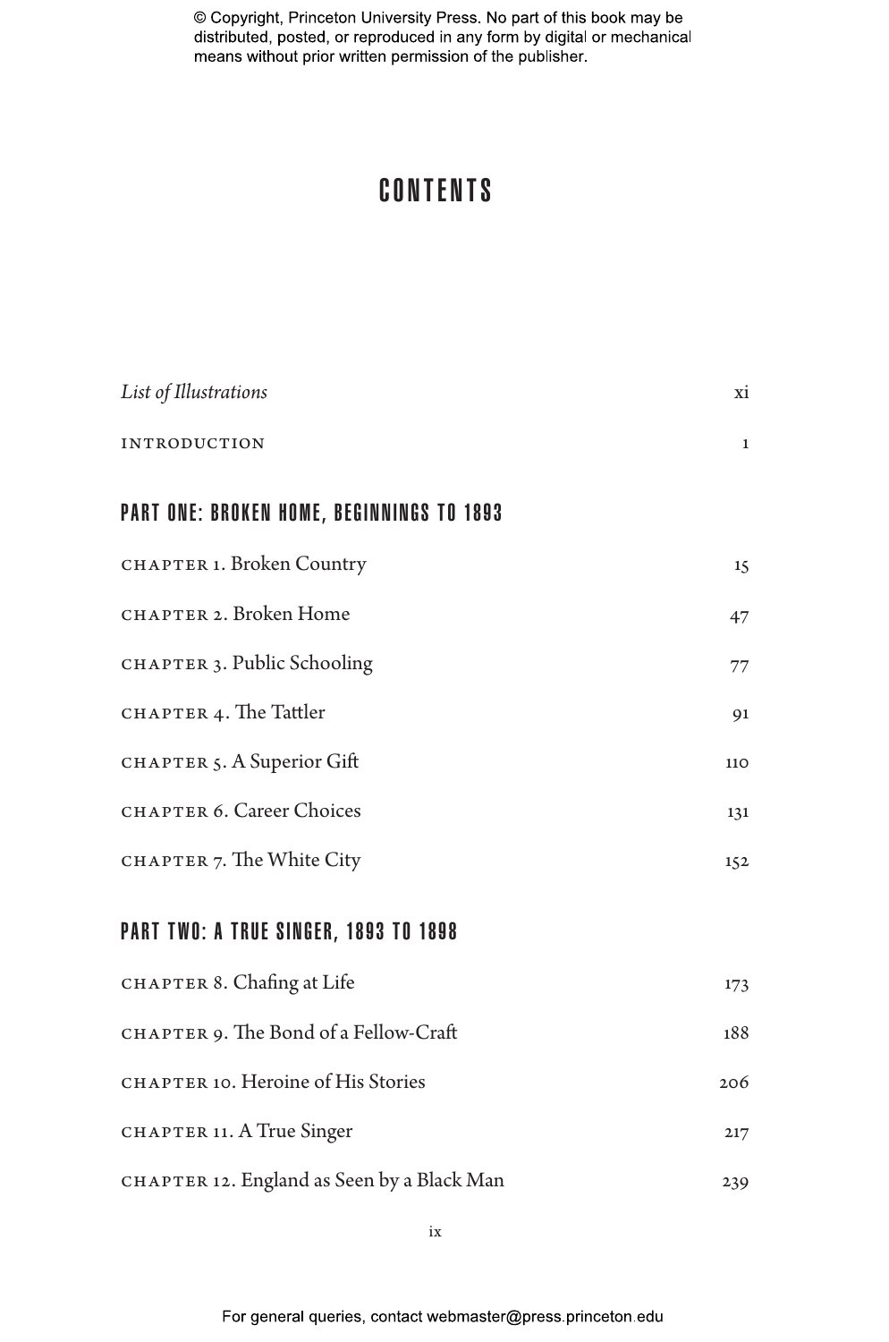# CONTENTS

*List of Illustrations* xi

INTRODUCTION 1

## PART ONE: BROKEN HOME, BEGINNINGS TO 1893

CHAPTER 1. Broken Country 15

CHAPTER 2. Broken Home 47

CHAPTER 3. Public Schooling 77

CHAPTER 4. The Tattler 91

CHAPTER 5. A Superior Gift 110

CHAPTER 6. Career Choices 131

CHAPTER 7. The White City 152

## PART TWO: A TRUE SINGER, 1893 TO 1898

CHAPTER 8. Chafing at Life 173

CHAPTER 9. The Bond of a Fellow-Craft 188

CHAPTER 10. Heroine of His Stories 206

CHAPTER 11. A True Singer 217

CHAPTER 12. England as Seen by a Black Man 239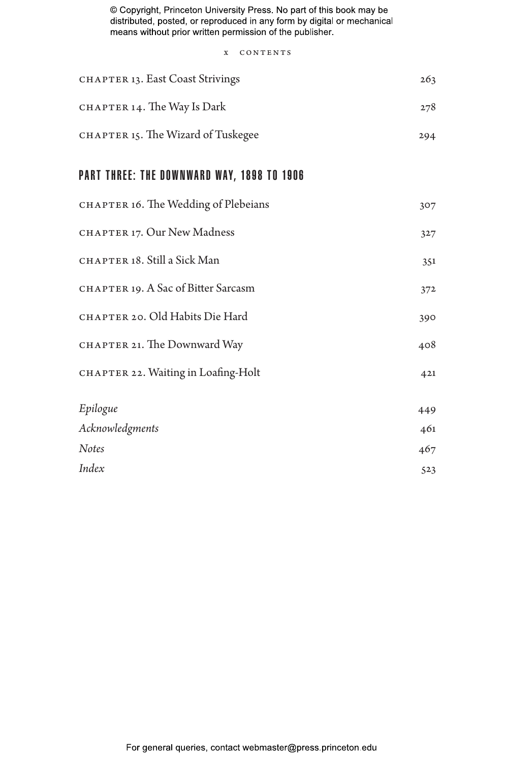CHAPTER 13. East Coast Strivings 263

CHAPTER 14. The Way Is Dark 278

CHAPTER 15. The Wizard of Tuskegee 294

## PART THREE: THE DOWNWARD WAY, 1898 TO 1906

CHAPTER 16. The Wedding of Plebeians 307

CHAPTER 17. Our New Madness 327

CHAPTER 18. Still a Sick Man 351

CHAPTER 19. A Sac of Bitter Sarcasm 372

CHAPTER 20. Old Habits Die Hard 390

CHAPTER 21. The Downward Way 408

CHAPTER 22. Waiting in Loafing-Holt 421

*Epilogue* 449

*Acknowledgments* 461

*Notes* 467

*Index* 523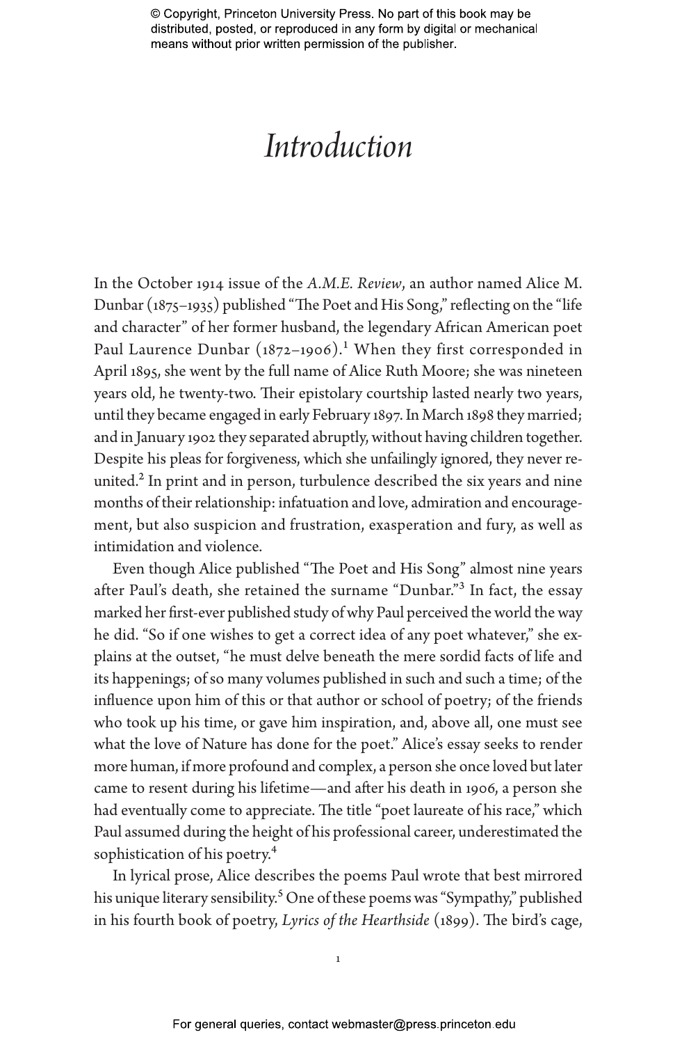# Introduction

In the October 1914 issue of the *A.M.E. Review*, an author named Alice M. Dunbar (1875–1935) published "The Poet and His Song," reflecting on the "life and character" of her former husband, the legendary African American poet Paul Laurence Dunbar (1872–1906).[1] When they first corresponded in April 1895, she went by the full name of Alice Ruth Moore; she was nineteen years old, he twenty-two. Their epistolary courtship lasted nearly two years, until they became engaged in early February 1897. In March 1898 they married; and in January 1902 they separated abruptly, without having children together. Despite his pleas for forgiveness, which she unfailingly ignored, they never reunited.[2] In print and in person, turbulence described the six years and nine months of their relationship: infatuation and love, admiration and encouragement, but also suspicion and frustration, exasperation and fury, as well as intimidation and violence.

Even though Alice published "The Poet and His Song" almost nine years after Paul's death, she retained the surname "Dunbar."[3] In fact, the essay marked her first-ever published study of why Paul perceived the world the way he did. "So if one wishes to get a correct idea of any poet whatever," she explains at the outset, "he must delve beneath the mere sordid facts of life and its happenings; of so many volumes published in such and such a time; of the influence upon him of this or that author or school of poetry; of the friends who took up his time, or gave him inspiration, and, above all, one must see what the love of Nature has done for the poet." Alice's essay seeks to render more human, if more profound and complex, a person she once loved but later came to resent during his lifetime—and after his death in 1906, a person she had eventually come to appreciate. The title "poet laureate of his race," which Paul assumed during the height of his professional career, underestimated the sophistication of his poetry.[4]

In lyrical prose, Alice describes the poems Paul wrote that best mirrored his unique literary sensibility.[5] One of these poems was "Sympathy," published in his fourth book of poetry, *Lyrics of the Hearthside* (1899). The bird's cage,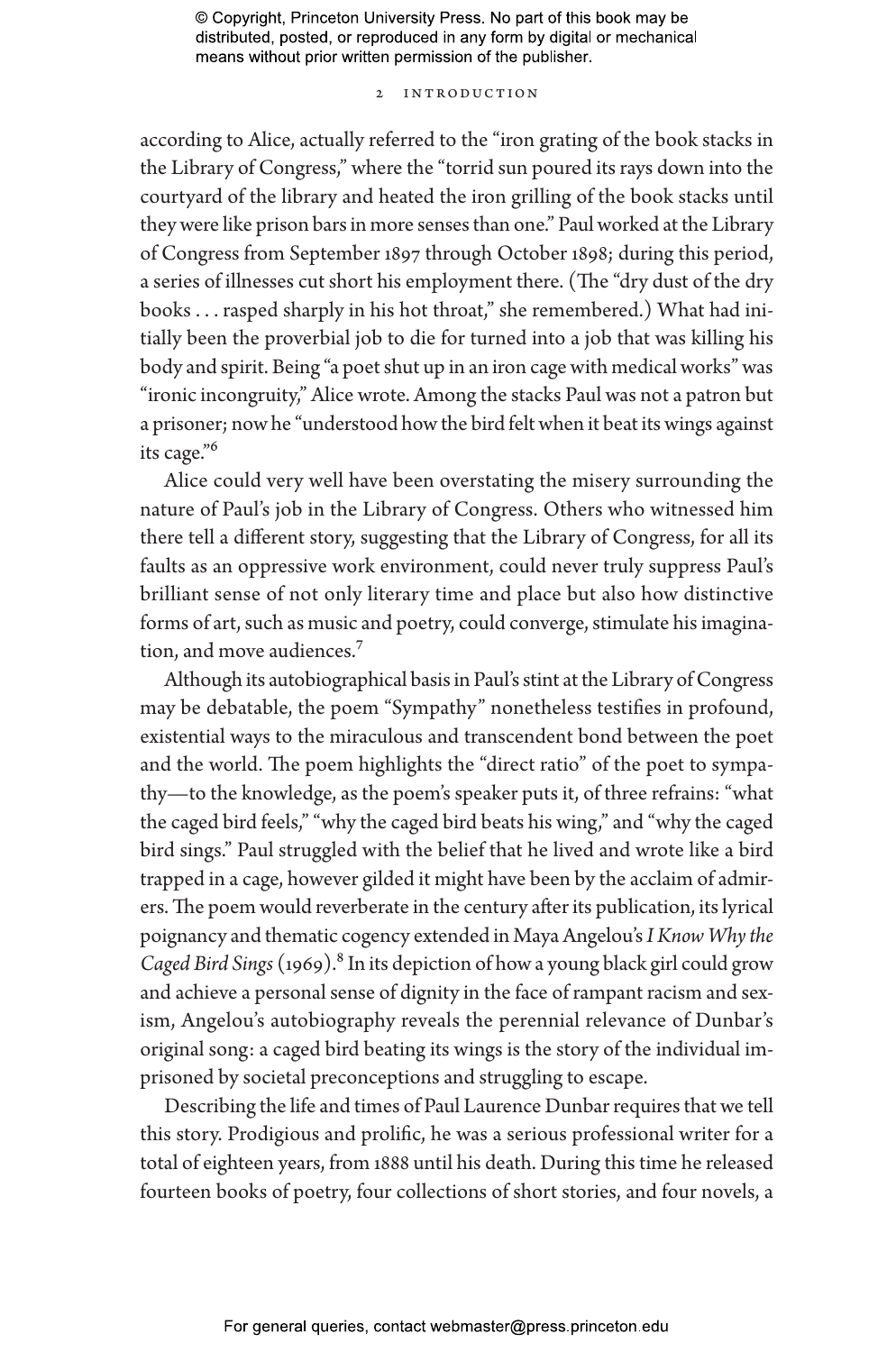according to Alice, actually referred to the "iron grating of the book stacks in the Library of Congress," where the "torrid sun poured its rays down into the courtyard of the library and heated the iron grilling of the book stacks until they were like prison bars in more senses than one." Paul worked at the Library of Congress from September 1897 through October 1898; during this period, a series of illnesses cut short his employment there. (The "dry dust of the dry books . . . rasped sharply in his hot throat," she remembered.) What had initially been the proverbial job to die for turned into a job that was killing his body and spirit. Being "a poet shut up in an iron cage with medical works" was "ironic incongruity," Alice wrote. Among the stacks Paul was not a patron but a prisoner; now he "understood how the bird felt when it beat its wings against its cage."[6]

Alice could very well have been overstating the misery surrounding the nature of Paul's job in the Library of Congress. Others who witnessed him there tell a different story, suggesting that the Library of Congress, for all its faults as an oppressive work environment, could never truly suppress Paul's brilliant sense of not only literary time and place but also how distinctive forms of art, such as music and poetry, could converge, stimulate his imagination, and move audiences.[7]

Although its autobiographical basis in Paul's stint at the Library of Congress may be debatable, the poem "Sympathy" nonetheless testifies in profound, existential ways to the miraculous and transcendent bond between the poet and the world. The poem highlights the "direct ratio" of the poet to sympathy—to the knowledge, as the poem's speaker puts it, of three refrains: "what the caged bird feels," "why the caged bird beats his wing," and "why the caged bird sings." Paul struggled with the belief that he lived and wrote like a bird trapped in a cage, however gilded it might have been by the acclaim of admirers. The poem would reverberate in the century after its publication, its lyrical poignancy and thematic cogency extended in Maya Angelou's *I Know Why the Caged Bird Sings* (1969).[8] In its depiction of how a young black girl could grow and achieve a personal sense of dignity in the face of rampant racism and sexism, Angelou's autobiography reveals the perennial relevance of Dunbar's original song: a caged bird beating its wings is the story of the individual imprisoned by societal preconceptions and struggling to escape.

Describing the life and times of Paul Laurence Dunbar requires that we tell this story. Prodigious and prolific, he was a serious professional writer for a total of eighteen years, from 1888 until his death. During this time he released fourteen books of poetry, four collections of short stories, and four novels, a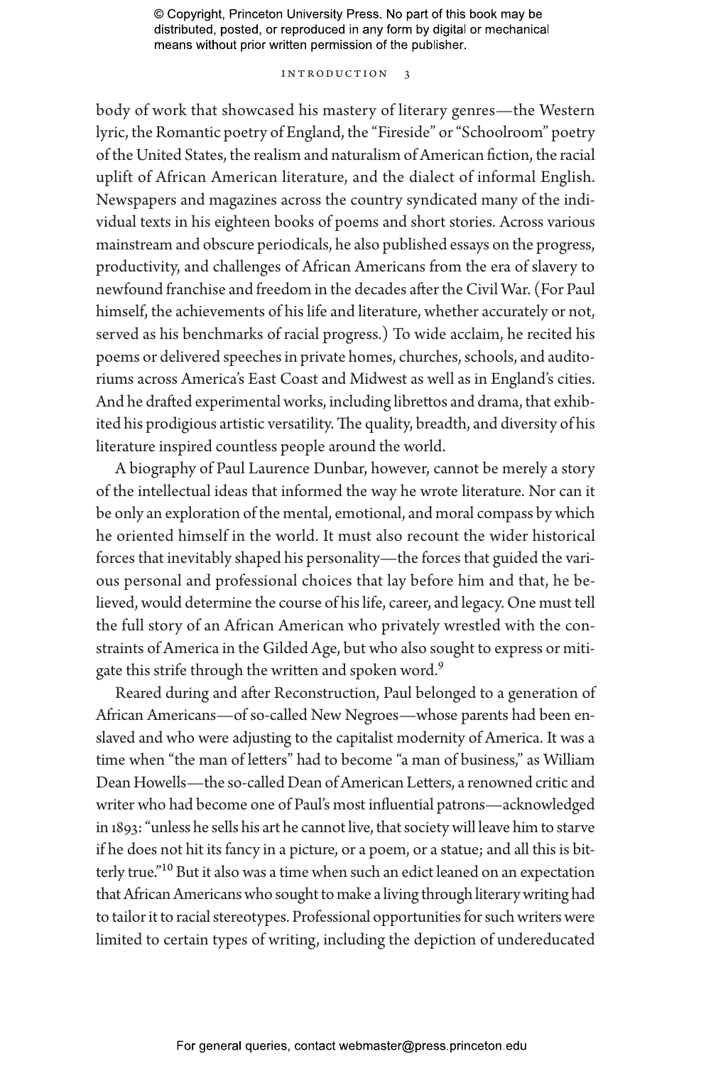body of work that showcased his mastery of literary genres—the Western lyric, the Romantic poetry of England, the "Fireside" or "Schoolroom" poetry of the United States, the realism and naturalism of American fiction, the racial uplift of African American literature, and the dialect of informal English. Newspapers and magazines across the country syndicated many of the individual texts in his eighteen books of poems and short stories. Across various mainstream and obscure periodicals, he also published essays on the progress, productivity, and challenges of African Americans from the era of slavery to newfound franchise and freedom in the decades after the Civil War. (For Paul himself, the achievements of his life and literature, whether accurately or not, served as his benchmarks of racial progress.) To wide acclaim, he recited his poems or delivered speeches in private homes, churches, schools, and auditoriums across America's East Coast and Midwest as well as in England's cities. And he drafted experimental works, including librettos and drama, that exhibited his prodigious artistic versatility. The quality, breadth, and diversity of his literature inspired countless people around the world.

A biography of Paul Laurence Dunbar, however, cannot be merely a story of the intellectual ideas that informed the way he wrote literature. Nor can it be only an exploration of the mental, emotional, and moral compass by which he oriented himself in the world. It must also recount the wider historical forces that inevitably shaped his personality—the forces that guided the various personal and professional choices that lay before him and that, he believed, would determine the course of his life, career, and legacy. One must tell the full story of an African American who privately wrestled with the constraints of America in the Gilded Age, but who also sought to express or mitigate this strife through the written and spoken word.[9]

Reared during and after Reconstruction, Paul belonged to a generation of African Americans—of so-called New Negroes—whose parents had been enslaved and who were adjusting to the capitalist modernity of America. It was a time when "the man of letters" had to become "a man of business," as William Dean Howells—the so-called Dean of American Letters, a renowned critic and writer who had become one of Paul's most influential patrons—acknowledged in 1893: "unless he sells his art he cannot live, that society will leave him to starve if he does not hit its fancy in a picture, or a poem, or a statue; and all this is bitterly true."[10] But it also was a time when such an edict leaned on an expectation that African Americans who sought to make a living through literary writing had to tailor it to racial stereotypes. Professional opportunities for such writers were limited to certain types of writing, including the depiction of undereducated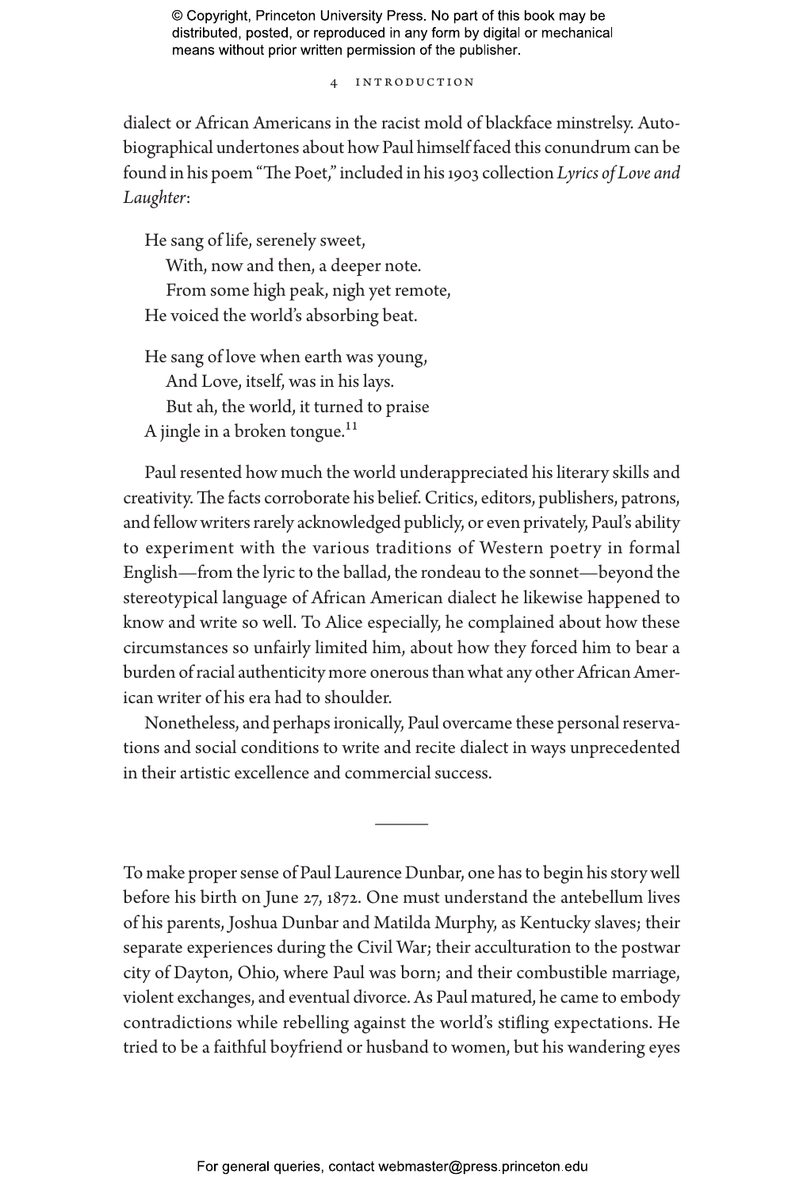dialect or African Americans in the racist mold of blackface minstrelsy. Autobiographical undertones about how Paul himself faced this conundrum can be found in his poem "The Poet," included in his 1903 collection *Lyrics of Love and Laughter*:

> He sang of life, serenely sweet,
> With, now and then, a deeper note.
> From some high peak, nigh yet remote,
> He voiced the world's absorbing beat.
>
> He sang of love when earth was young,
> And Love, itself, was in his lays.
> But ah, the world, it turned to praise
> A jingle in a broken tongue.[11]

Paul resented how much the world underappreciated his literary skills and creativity. The facts corroborate his belief. Critics, editors, publishers, patrons, and fellow writers rarely acknowledged publicly, or even privately, Paul's ability to experiment with the various traditions of Western poetry in formal English—from the lyric to the ballad, the rondeau to the sonnet—beyond the stereotypical language of African American dialect he likewise happened to know and write so well. To Alice especially, he complained about how these circumstances so unfairly limited him, about how they forced him to bear a burden of racial authenticity more onerous than what any other African American writer of his era had to shoulder.

Nonetheless, and perhaps ironically, Paul overcame these personal reservations and social conditions to write and recite dialect in ways unprecedented in their artistic excellence and commercial success.

---

To make proper sense of Paul Laurence Dunbar, one has to begin his story well before his birth on June 27, 1872. One must understand the antebellum lives of his parents, Joshua Dunbar and Matilda Murphy, as Kentucky slaves; their separate experiences during the Civil War; their acculturation to the postwar city of Dayton, Ohio, where Paul was born; and their combustible marriage, violent exchanges, and eventual divorce. As Paul matured, he came to embody contradictions while rebelling against the world's stifling expectations. He tried to be a faithful boyfriend or husband to women, but his wandering eyes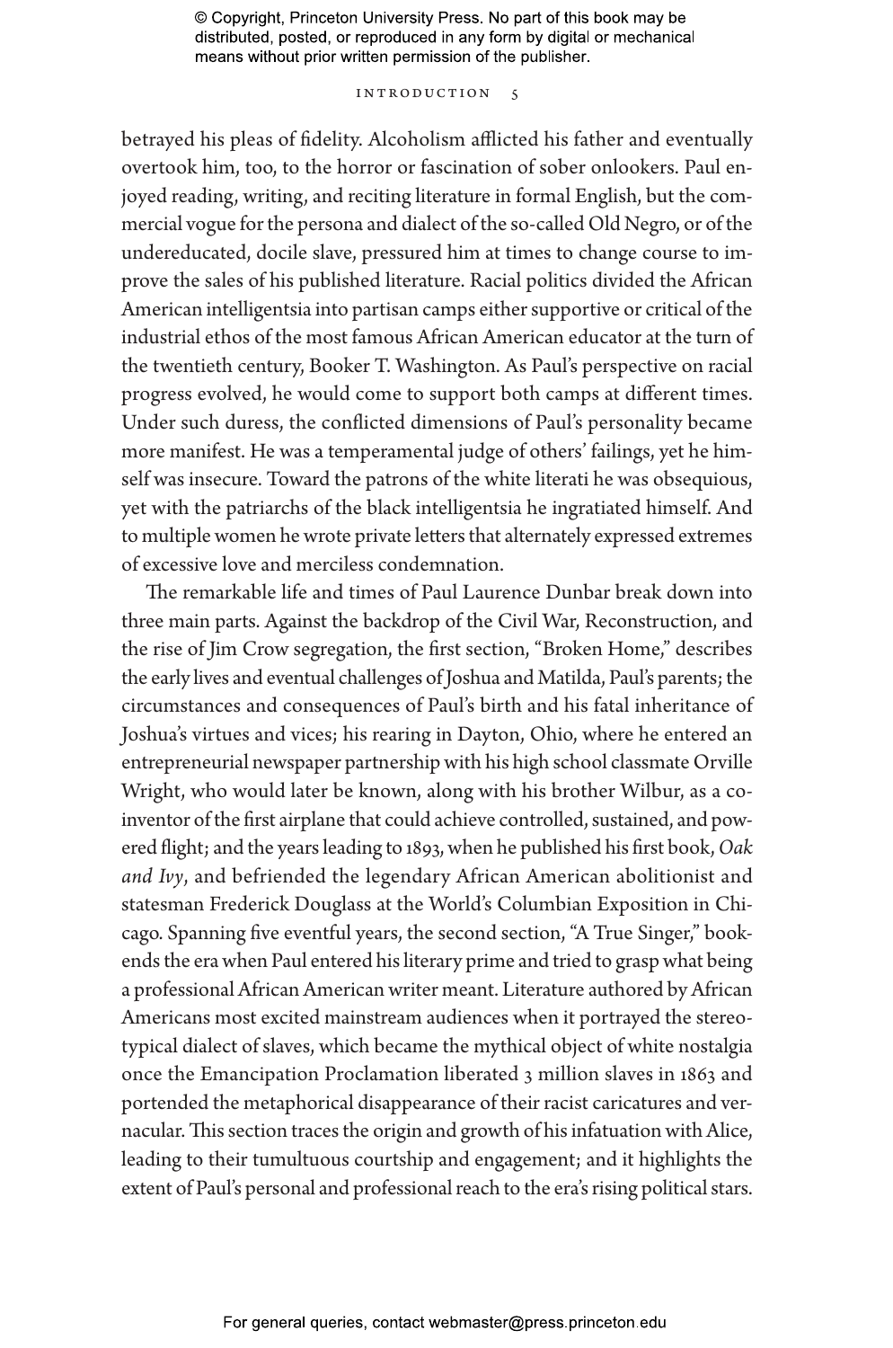betrayed his pleas of fidelity. Alcoholism afflicted his father and eventually overtook him, too, to the horror or fascination of sober onlookers. Paul enjoyed reading, writing, and reciting literature in formal English, but the commercial vogue for the persona and dialect of the so-called Old Negro, or of the undereducated, docile slave, pressured him at times to change course to improve the sales of his published literature. Racial politics divided the African American intelligentsia into partisan camps either supportive or critical of the industrial ethos of the most famous African American educator at the turn of the twentieth century, Booker T. Washington. As Paul's perspective on racial progress evolved, he would come to support both camps at different times. Under such duress, the conflicted dimensions of Paul's personality became more manifest. He was a temperamental judge of others' failings, yet he himself was insecure. Toward the patrons of the white literati he was obsequious, yet with the patriarchs of the black intelligentsia he ingratiated himself. And to multiple women he wrote private letters that alternately expressed extremes of excessive love and merciless condemnation.

The remarkable life and times of Paul Laurence Dunbar break down into three main parts. Against the backdrop of the Civil War, Reconstruction, and the rise of Jim Crow segregation, the first section, "Broken Home," describes the early lives and eventual challenges of Joshua and Matilda, Paul's parents; the circumstances and consequences of Paul's birth and his fatal inheritance of Joshua's virtues and vices; his rearing in Dayton, Ohio, where he entered an entrepreneurial newspaper partnership with his high school classmate Orville Wright, who would later be known, along with his brother Wilbur, as a coinventor of the first airplane that could achieve controlled, sustained, and powered flight; and the years leading to 1893, when he published his first book, *Oak and Ivy*, and befriended the legendary African American abolitionist and statesman Frederick Douglass at the World's Columbian Exposition in Chicago. Spanning five eventful years, the second section, "A True Singer," bookends the era when Paul entered his literary prime and tried to grasp what being a professional African American writer meant. Literature authored by African Americans most excited mainstream audiences when it portrayed the stereotypical dialect of slaves, which became the mythical object of white nostalgia once the Emancipation Proclamation liberated 3 million slaves in 1863 and portended the metaphorical disappearance of their racist caricatures and vernacular. This section traces the origin and growth of his infatuation with Alice, leading to their tumultuous courtship and engagement; and it highlights the extent of Paul's personal and professional reach to the era's rising political stars.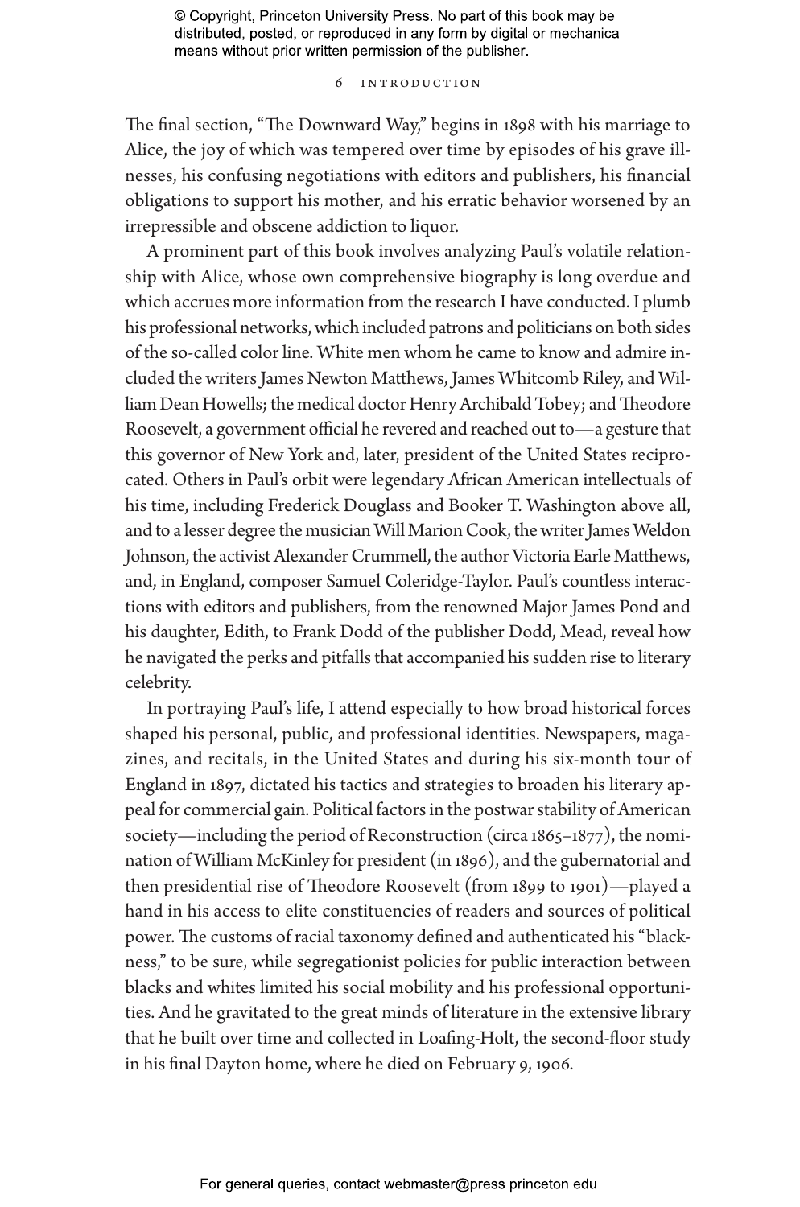The final section, "The Downward Way," begins in 1898 with his marriage to Alice, the joy of which was tempered over time by episodes of his grave illnesses, his confusing negotiations with editors and publishers, his financial obligations to support his mother, and his erratic behavior worsened by an irrepressible and obscene addiction to liquor.

A prominent part of this book involves analyzing Paul's volatile relationship with Alice, whose own comprehensive biography is long overdue and which accrues more information from the research I have conducted. I plumb his professional networks, which included patrons and politicians on both sides of the so-called color line. White men whom he came to know and admire included the writers James Newton Matthews, James Whitcomb Riley, and William Dean Howells; the medical doctor Henry Archibald Tobey; and Theodore Roosevelt, a government official he revered and reached out to—a gesture that this governor of New York and, later, president of the United States reciprocated. Others in Paul's orbit were legendary African American intellectuals of his time, including Frederick Douglass and Booker T. Washington above all, and to a lesser degree the musician Will Marion Cook, the writer James Weldon Johnson, the activist Alexander Crummell, the author Victoria Earle Matthews, and, in England, composer Samuel Coleridge-Taylor. Paul's countless interactions with editors and publishers, from the renowned Major James Pond and his daughter, Edith, to Frank Dodd of the publisher Dodd, Mead, reveal how he navigated the perks and pitfalls that accompanied his sudden rise to literary celebrity.

In portraying Paul's life, I attend especially to how broad historical forces shaped his personal, public, and professional identities. Newspapers, magazines, and recitals, in the United States and during his six-month tour of England in 1897, dictated his tactics and strategies to broaden his literary appeal for commercial gain. Political factors in the postwar stability of American society—including the period of Reconstruction (circa 1865–1877), the nomination of William McKinley for president (in 1896), and the gubernatorial and then presidential rise of Theodore Roosevelt (from 1899 to 1901)—played a hand in his access to elite constituencies of readers and sources of political power. The customs of racial taxonomy defined and authenticated his "blackness," to be sure, while segregationist policies for public interaction between blacks and whites limited his social mobility and his professional opportunities. And he gravitated to the great minds of literature in the extensive library that he built over time and collected in Loafing-Holt, the second-floor study in his final Dayton home, where he died on February 9, 1906.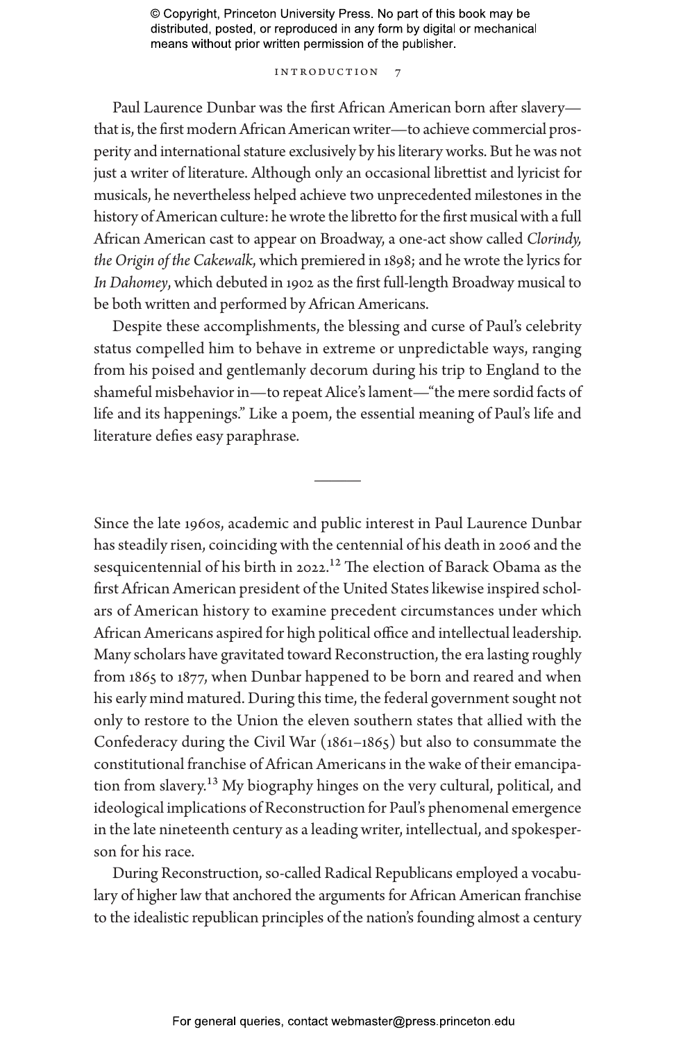Paul Laurence Dunbar was the first African American born after slavery—that is, the first modern African American writer—to achieve commercial prosperity and international stature exclusively by his literary works. But he was not just a writer of literature. Although only an occasional librettist and lyricist for musicals, he nevertheless helped achieve two unprecedented milestones in the history of American culture: he wrote the libretto for the first musical with a full African American cast to appear on Broadway, a one-act show called *Clorindy, the Origin of the Cakewalk*, which premiered in 1898; and he wrote the lyrics for *In Dahomey*, which debuted in 1902 as the first full-length Broadway musical to be both written and performed by African Americans.

Despite these accomplishments, the blessing and curse of Paul's celebrity status compelled him to behave in extreme or unpredictable ways, ranging from his poised and gentlemanly decorum during his trip to England to the shameful misbehavior in—to repeat Alice's lament—"the mere sordid facts of life and its happenings." Like a poem, the essential meaning of Paul's life and literature defies easy paraphrase.

---

Since the late 1960s, academic and public interest in Paul Laurence Dunbar has steadily risen, coinciding with the centennial of his death in 2006 and the sesquicentennial of his birth in 2022.[12] The election of Barack Obama as the first African American president of the United States likewise inspired scholars of American history to examine precedent circumstances under which African Americans aspired for high political office and intellectual leadership. Many scholars have gravitated toward Reconstruction, the era lasting roughly from 1865 to 1877, when Dunbar happened to be born and reared and when his early mind matured. During this time, the federal government sought not only to restore to the Union the eleven southern states that allied with the Confederacy during the Civil War (1861–1865) but also to consummate the constitutional franchise of African Americans in the wake of their emancipation from slavery.[13] My biography hinges on the very cultural, political, and ideological implications of Reconstruction for Paul's phenomenal emergence in the late nineteenth century as a leading writer, intellectual, and spokesperson for his race.

During Reconstruction, so-called Radical Republicans employed a vocabulary of higher law that anchored the arguments for African American franchise to the idealistic republican principles of the nation's founding almost a century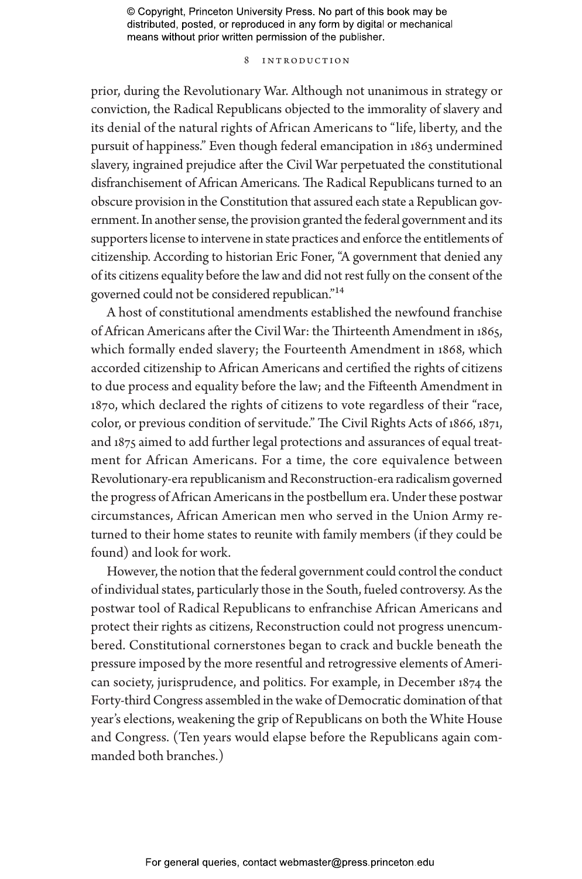prior, during the Revolutionary War. Although not unanimous in strategy or conviction, the Radical Republicans objected to the immorality of slavery and its denial of the natural rights of African Americans to "life, liberty, and the pursuit of happiness." Even though federal emancipation in 1863 undermined slavery, ingrained prejudice after the Civil War perpetuated the constitutional disfranchisement of African Americans. The Radical Republicans turned to an obscure provision in the Constitution that assured each state a Republican government. In another sense, the provision granted the federal government and its supporters license to intervene in state practices and enforce the entitlements of citizenship. According to historian Eric Foner, "A government that denied any of its citizens equality before the law and did not rest fully on the consent of the governed could not be considered republican."[14]

A host of constitutional amendments established the newfound franchise of African Americans after the Civil War: the Thirteenth Amendment in 1865, which formally ended slavery; the Fourteenth Amendment in 1868, which accorded citizenship to African Americans and certified the rights of citizens to due process and equality before the law; and the Fifteenth Amendment in 1870, which declared the rights of citizens to vote regardless of their "race, color, or previous condition of servitude." The Civil Rights Acts of 1866, 1871, and 1875 aimed to add further legal protections and assurances of equal treatment for African Americans. For a time, the core equivalence between Revolutionary-era republicanism and Reconstruction-era radicalism governed the progress of African Americans in the postbellum era. Under these postwar circumstances, African American men who served in the Union Army returned to their home states to reunite with family members (if they could be found) and look for work.

However, the notion that the federal government could control the conduct of individual states, particularly those in the South, fueled controversy. As the postwar tool of Radical Republicans to enfranchise African Americans and protect their rights as citizens, Reconstruction could not progress unencumbered. Constitutional cornerstones began to crack and buckle beneath the pressure imposed by the more resentful and retrogressive elements of American society, jurisprudence, and politics. For example, in December 1874 the Forty-third Congress assembled in the wake of Democratic domination of that year's elections, weakening the grip of Republicans on both the White House and Congress. (Ten years would elapse before the Republicans again commanded both branches.)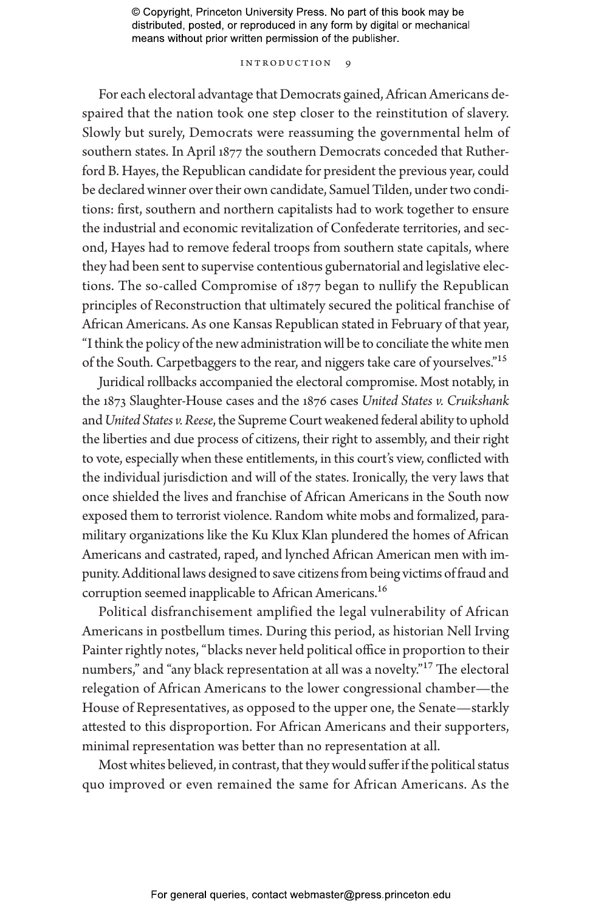For each electoral advantage that Democrats gained, African Americans despaired that the nation took one step closer to the reinstitution of slavery. Slowly but surely, Democrats were reassuming the governmental helm of southern states. In April 1877 the southern Democrats conceded that Rutherford B. Hayes, the Republican candidate for president the previous year, could be declared winner over their own candidate, Samuel Tilden, under two conditions: first, southern and northern capitalists had to work together to ensure the industrial and economic revitalization of Confederate territories, and second, Hayes had to remove federal troops from southern state capitals, where they had been sent to supervise contentious gubernatorial and legislative elections. The so-called Compromise of 1877 began to nullify the Republican principles of Reconstruction that ultimately secured the political franchise of African Americans. As one Kansas Republican stated in February of that year, "I think the policy of the new administration will be to conciliate the white men of the South. Carpetbaggers to the rear, and niggers take care of yourselves."[15]

Juridical rollbacks accompanied the electoral compromise. Most notably, in the 1873 Slaughter-House cases and the 1876 cases *United States v. Cruikshank* and *United States v. Reese*, the Supreme Court weakened federal ability to uphold the liberties and due process of citizens, their right to assembly, and their right to vote, especially when these entitlements, in this court's view, conflicted with the individual jurisdiction and will of the states. Ironically, the very laws that once shielded the lives and franchise of African Americans in the South now exposed them to terrorist violence. Random white mobs and formalized, paramilitary organizations like the Ku Klux Klan plundered the homes of African Americans and castrated, raped, and lynched African American men with impunity. Additional laws designed to save citizens from being victims of fraud and corruption seemed inapplicable to African Americans.[16]

Political disfranchisement amplified the legal vulnerability of African Americans in postbellum times. During this period, as historian Nell Irving Painter rightly notes, "blacks never held political office in proportion to their numbers," and "any black representation at all was a novelty."[17] The electoral relegation of African Americans to the lower congressional chamber—the House of Representatives, as opposed to the upper one, the Senate—starkly attested to this disproportion. For African Americans and their supporters, minimal representation was better than no representation at all.

Most whites believed, in contrast, that they would suffer if the political status quo improved or even remained the same for African Americans. As the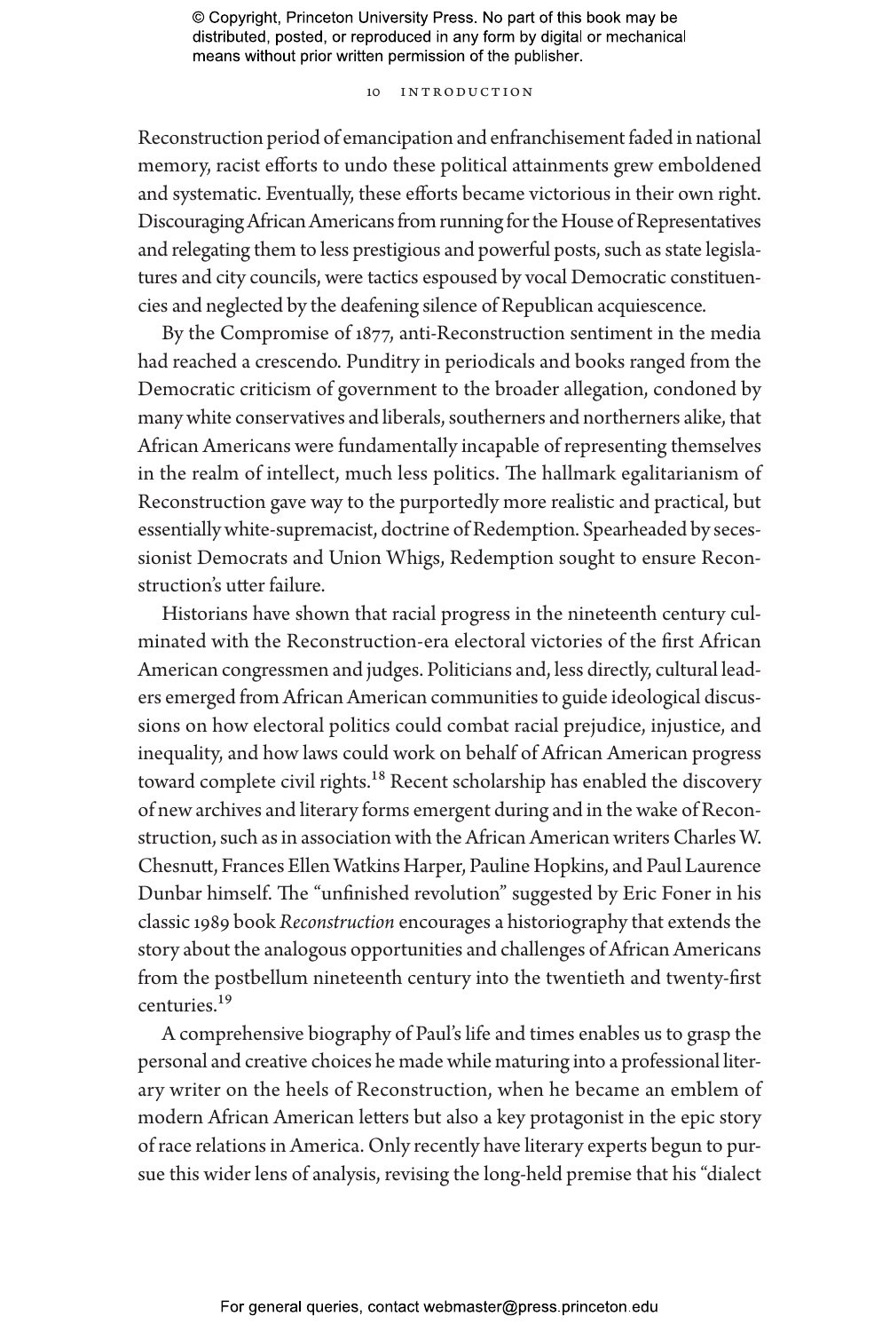Reconstruction period of emancipation and enfranchisement faded in national memory, racist efforts to undo these political attainments grew emboldened and systematic. Eventually, these efforts became victorious in their own right. Discouraging African Americans from running for the House of Representatives and relegating them to less prestigious and powerful posts, such as state legislatures and city councils, were tactics espoused by vocal Democratic constituencies and neglected by the deafening silence of Republican acquiescence.

By the Compromise of 1877, anti-Reconstruction sentiment in the media had reached a crescendo. Punditry in periodicals and books ranged from the Democratic criticism of government to the broader allegation, condoned by many white conservatives and liberals, southerners and northerners alike, that African Americans were fundamentally incapable of representing themselves in the realm of intellect, much less politics. The hallmark egalitarianism of Reconstruction gave way to the purportedly more realistic and practical, but essentially white-supremacist, doctrine of Redemption. Spearheaded by secessionist Democrats and Union Whigs, Redemption sought to ensure Reconstruction's utter failure.

Historians have shown that racial progress in the nineteenth century culminated with the Reconstruction-era electoral victories of the first African American congressmen and judges. Politicians and, less directly, cultural leaders emerged from African American communities to guide ideological discussions on how electoral politics could combat racial prejudice, injustice, and inequality, and how laws could work on behalf of African American progress toward complete civil rights.[18] Recent scholarship has enabled the discovery of new archives and literary forms emergent during and in the wake of Reconstruction, such as in association with the African American writers Charles W. Chesnutt, Frances Ellen Watkins Harper, Pauline Hopkins, and Paul Laurence Dunbar himself. The "unfinished revolution" suggested by Eric Foner in his classic 1989 book *Reconstruction* encourages a historiography that extends the story about the analogous opportunities and challenges of African Americans from the postbellum nineteenth century into the twentieth and twenty-first centuries.[19]

A comprehensive biography of Paul's life and times enables us to grasp the personal and creative choices he made while maturing into a professional literary writer on the heels of Reconstruction, when he became an emblem of modern African American letters but also a key protagonist in the epic story of race relations in America. Only recently have literary experts begun to pursue this wider lens of analysis, revising the long-held premise that his "dialect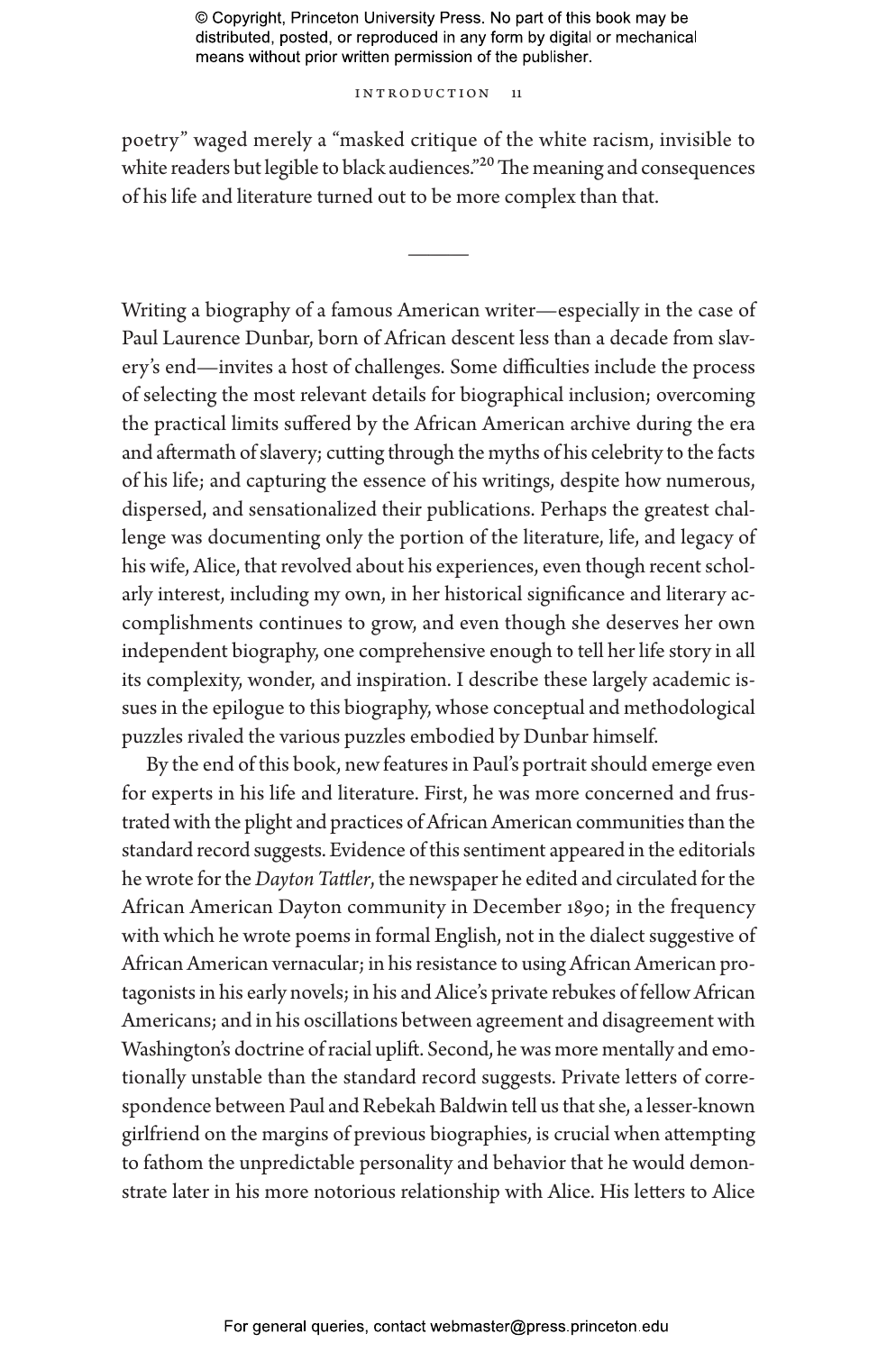poetry" waged merely a "masked critique of the white racism, invisible to white readers but legible to black audiences."[20] The meaning and consequences of his life and literature turned out to be more complex than that.

---

Writing a biography of a famous American writer—especially in the case of Paul Laurence Dunbar, born of African descent less than a decade from slavery's end—invites a host of challenges. Some difficulties include the process of selecting the most relevant details for biographical inclusion; overcoming the practical limits suffered by the African American archive during the era and aftermath of slavery; cutting through the myths of his celebrity to the facts of his life; and capturing the essence of his writings, despite how numerous, dispersed, and sensationalized their publications. Perhaps the greatest challenge was documenting only the portion of the literature, life, and legacy of his wife, Alice, that revolved about his experiences, even though recent scholarly interest, including my own, in her historical significance and literary accomplishments continues to grow, and even though she deserves her own independent biography, one comprehensive enough to tell her life story in all its complexity, wonder, and inspiration. I describe these largely academic issues in the epilogue to this biography, whose conceptual and methodological puzzles rivaled the various puzzles embodied by Dunbar himself.

By the end of this book, new features in Paul's portrait should emerge even for experts in his life and literature. First, he was more concerned and frustrated with the plight and practices of African American communities than the standard record suggests. Evidence of this sentiment appeared in the editorials he wrote for the *Dayton Tattler*, the newspaper he edited and circulated for the African American Dayton community in December 1890; in the frequency with which he wrote poems in formal English, not in the dialect suggestive of African American vernacular; in his resistance to using African American protagonists in his early novels; in his and Alice's private rebukes of fellow African Americans; and in his oscillations between agreement and disagreement with Washington's doctrine of racial uplift. Second, he was more mentally and emotionally unstable than the standard record suggests. Private letters of correspondence between Paul and Rebekah Baldwin tell us that she, a lesser-known girlfriend on the margins of previous biographies, is crucial when attempting to fathom the unpredictable personality and behavior that he would demonstrate later in his more notorious relationship with Alice. His letters to Alice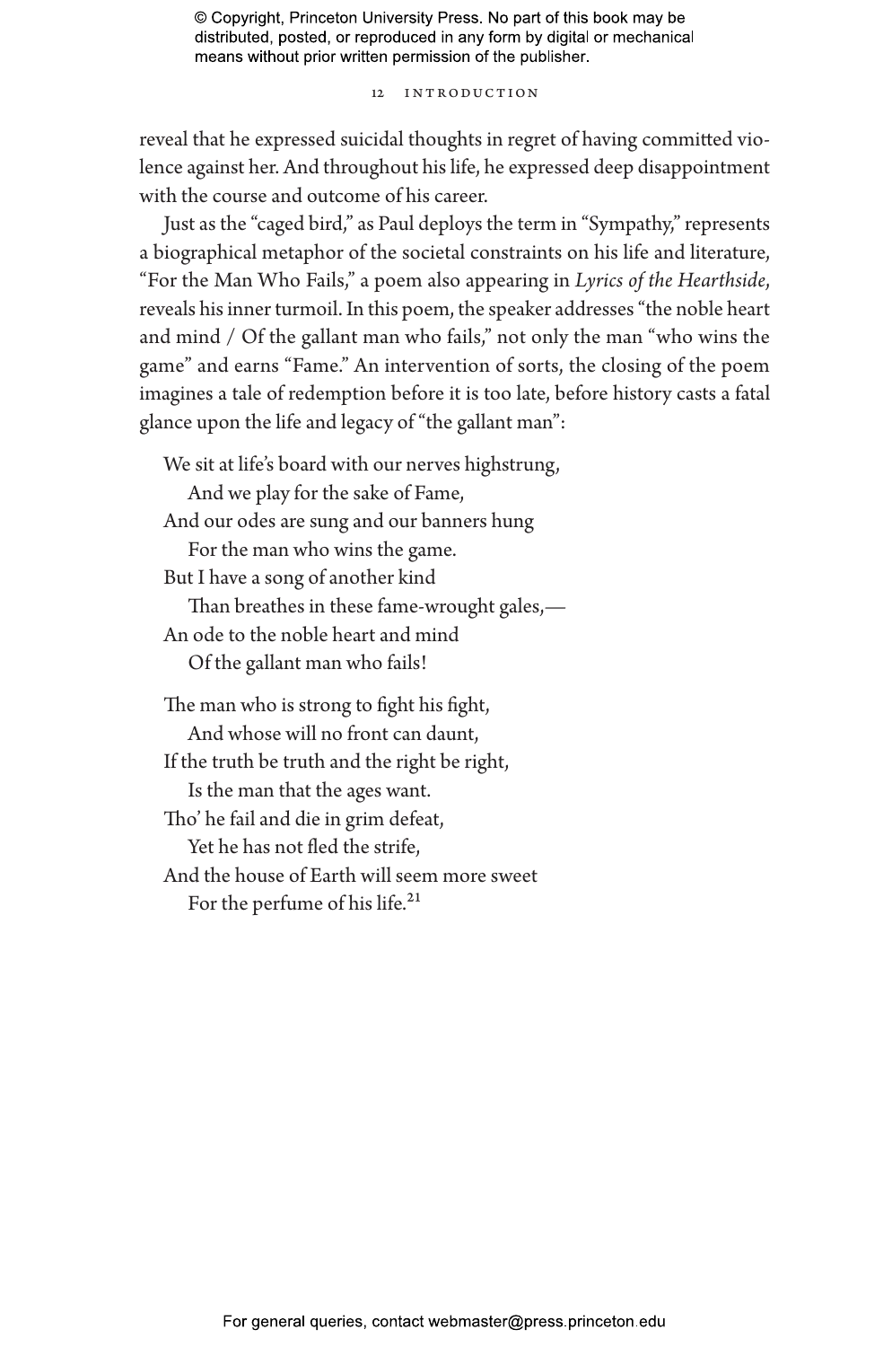reveal that he expressed suicidal thoughts in regret of having committed violence against her. And throughout his life, he expressed deep disappointment with the course and outcome of his career.

Just as the "caged bird," as Paul deploys the term in "Sympathy," represents a biographical metaphor of the societal constraints on his life and literature, "For the Man Who Fails," a poem also appearing in *Lyrics of the Hearthside*, reveals his inner turmoil. In this poem, the speaker addresses "the noble heart and mind / Of the gallant man who fails," not only the man "who wins the game" and earns "Fame." An intervention of sorts, the closing of the poem imagines a tale of redemption before it is too late, before history casts a fatal glance upon the life and legacy of "the gallant man":

> We sit at life's board with our nerves highstrung,
>     And we play for the sake of Fame,
> And our odes are sung and our banners hung
>     For the man who wins the game.
> But I have a song of another kind
>     Than breathes in these fame-wrought gales,—
> An ode to the noble heart and mind
>     Of the gallant man who fails!
>
> The man who is strong to fight his fight,
>     And whose will no front can daunt,
> If the truth be truth and the right be right,
>     Is the man that the ages want.
> Tho' he fail and die in grim defeat,
>     Yet he has not fled the strife,
> And the house of Earth will seem more sweet
>     For the perfume of his life.[21]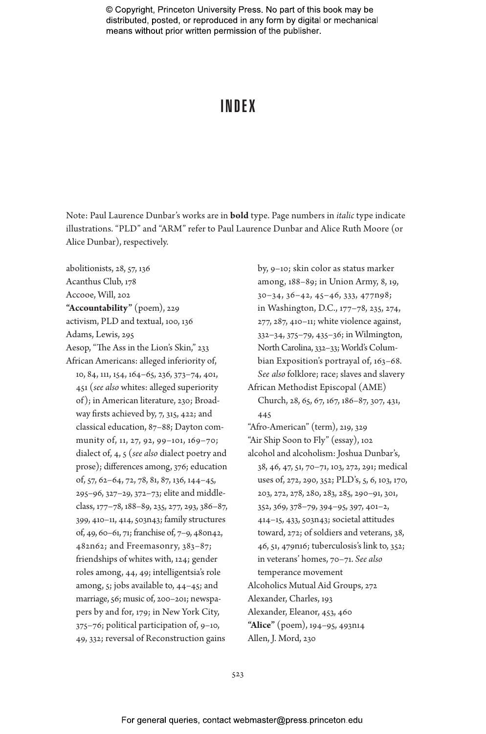# INDEX

Note: Paul Laurence Dunbar's works are in **bold** type. Page numbers in *italic* type indicate illustrations. "PLD" and "ARM" refer to Paul Laurence Dunbar and Alice Ruth Moore (or Alice Dunbar), respectively.

abolitionists, 28, 57, 136

Acanthus Club, 178

Accooe, Will, 202

**"Accountability"** (poem), 229

activism, PLD and textual, 100, 136

Adams, Lewis, 295

Aesop, "The Ass in the Lion's Skin," 233

African Americans: alleged inferiority of, 10, 84, 111, 154, 164–65, 236, 373–74, 401, 451 (*see also* whites: alleged superiority of); in American literature, 230; Broadway firsts achieved by, 7, 315, 422; and classical education, 87–88; Dayton community of, 11, 27, 92, 99–101, 169–70; dialect of, 4, 5 (*see also* dialect poetry and prose); differences among, 376; education of, 57, 62–64, 72, 78, 81, 87, 136, 144–45, 295–96, 327–29, 372–73; elite and middle-class, 177–78, 188–89, 235, 277, 293, 386–87, 399, 410–11, 414, 503n43; family structures of, 49, 60–61, 71; franchise of, 7–9, 480n42, 482n62; and Freemasonry, 383–87; friendships of whites with, 124; gender roles among, 44, 49; intelligentsia's role among, 5; jobs available to, 44–45; and marriage, 56; music of, 200–201; newspapers by and for, 179; in New York City, 375–76; political participation of, 9–10, 49, 332; reversal of Reconstruction gains by, 9–10; skin color as status marker among, 188–89; in Union Army, 8, 19, 30–34, 36–42, 45–46, 333, 477n98; in Washington, D.C., 177–78, 235, 274, 277, 287, 410–11; white violence against, 332–34, 375–79, 435–36; in Wilmington, North Carolina, 332–33; World's Columbian Exposition's portrayal of, 163–68. *See also* folklore; race; slaves and slavery

African Methodist Episcopal (AME) Church, 28, 65, 67, 167, 186–87, 307, 431, 445

"Afro-American" (term), 219, 329

"Air Ship Soon to Fly" (essay), 102

alcohol and alcoholism: Joshua Dunbar's, 38, 46, 47, 51, 70–71, 103, 272, 291; medical uses of, 272, 290, 352; PLD's, 5, 6, 103, 170, 203, 272, 278, 280, 283, 285, 290–91, 301, 352, 369, 378–79, 394–95, 397, 401–2, 414–15, 433, 503n43; societal attitudes toward, 272; of soldiers and veterans, 38, 46, 51, 479n16; tuberculosis's link to, 352; in veterans' homes, 70–71. *See also* temperance movement

Alcoholics Mutual Aid Groups, 272

Alexander, Charles, 193

Alexander, Eleanor, 453, 460

**"Alice"** (poem), 194–95, 493n14

Allen, J. Mord, 230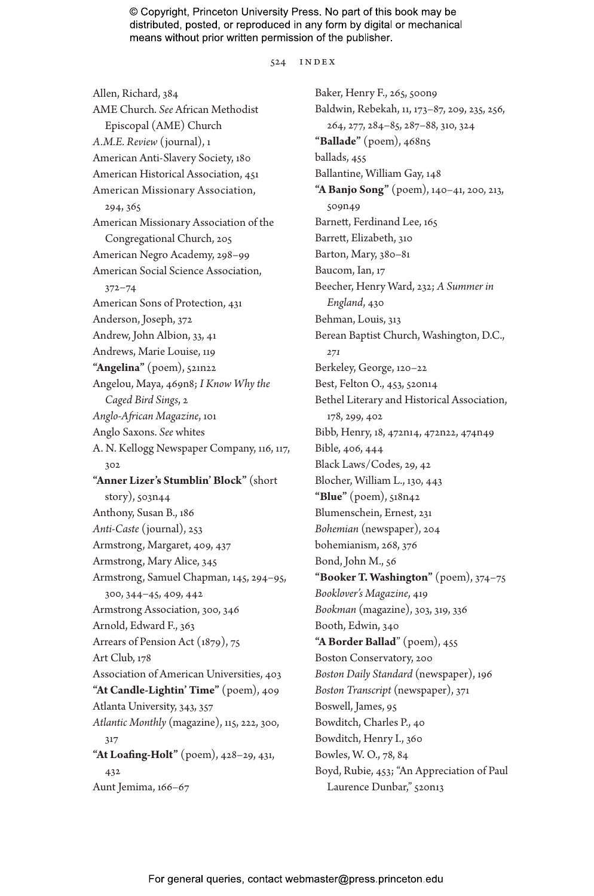Allen, Richard, 384
AME Church. *See* African Methodist Episcopal (AME) Church
*A.M.E. Review* (journal), 1
American Anti-Slavery Society, 180
American Historical Association, 451
American Missionary Association, 294, 365
American Missionary Association of the Congregational Church, 205
American Negro Academy, 298–99
American Social Science Association, 372–74
American Sons of Protection, 431
Anderson, Joseph, 372
Andrew, John Albion, 33, 41
Andrews, Marie Louise, 119
**"Angelina"** (poem), 521n22
Angelou, Maya, 469n8; *I Know Why the Caged Bird Sings*, 2
*Anglo-African Magazine*, 101
Anglo Saxons. *See* whites
A. N. Kellogg Newspaper Company, 116, 117, 302
**"Anner Lizer's Stumblin' Block"** (short story), 503n44
Anthony, Susan B., 186
*Anti-Caste* (journal), 253
Armstrong, Margaret, 409, 437
Armstrong, Mary Alice, 345
Armstrong, Samuel Chapman, 145, 294–95, 300, 344–45, 409, 442
Armstrong Association, 300, 346
Arnold, Edward F., 363
Arrears of Pension Act (1879), 75
Art Club, 178
Association of American Universities, 403
**"At Candle-Lightin' Time"** (poem), 409
Atlanta University, 343, 357
*Atlantic Monthly* (magazine), 115, 222, 300, 317
**"At Loafing-Holt"** (poem), 428–29, 431, 432
Aunt Jemima, 166–67
Baker, Henry F., 265, 500n9
Baldwin, Rebekah, 11, 173–87, 209, 235, 256, 264, 277, 284–85, 287–88, 310, 324
**"Ballade"** (poem), 468n5
ballads, 455
Ballantine, William Gay, 148
**"A Banjo Song"** (poem), 140–41, 200, 213, 509n49
Barnett, Ferdinand Lee, 165
Barrett, Elizabeth, 310
Barton, Mary, 380–81
Baucom, Ian, 17
Beecher, Henry Ward, 232; *A Summer in England*, 430
Behman, Louis, 313
Berean Baptist Church, Washington, D.C., *271*
Berkeley, George, 120–22
Best, Felton O., 453, 520n14
Bethel Literary and Historical Association, 178, 299, 402
Bibb, Henry, 18, 472n14, 472n22, 474n49
Bible, 406, 444
Black Laws/Codes, 29, 42
Blocher, William L., 130, 443
**"Blue"** (poem), 518n42
Blumenschein, Ernest, 231
*Bohemian* (newspaper), 204
bohemianism, 268, 376
Bond, John M., 56
**"Booker T. Washington"** (poem), 374–75
*Booklover's Magazine*, 419
*Bookman* (magazine), 303, 319, 336
Booth, Edwin, 340
**"A Border Ballad"** (poem), 455
Boston Conservatory, 200
*Boston Daily Standard* (newspaper), 196
*Boston Transcript* (newspaper), 371
Boswell, James, 95
Bowditch, Charles P., 40
Bowditch, Henry I., 360
Bowles, W. O., 78, 84
Boyd, Rubie, 453; "An Appreciation of Paul Laurence Dunbar," 520n13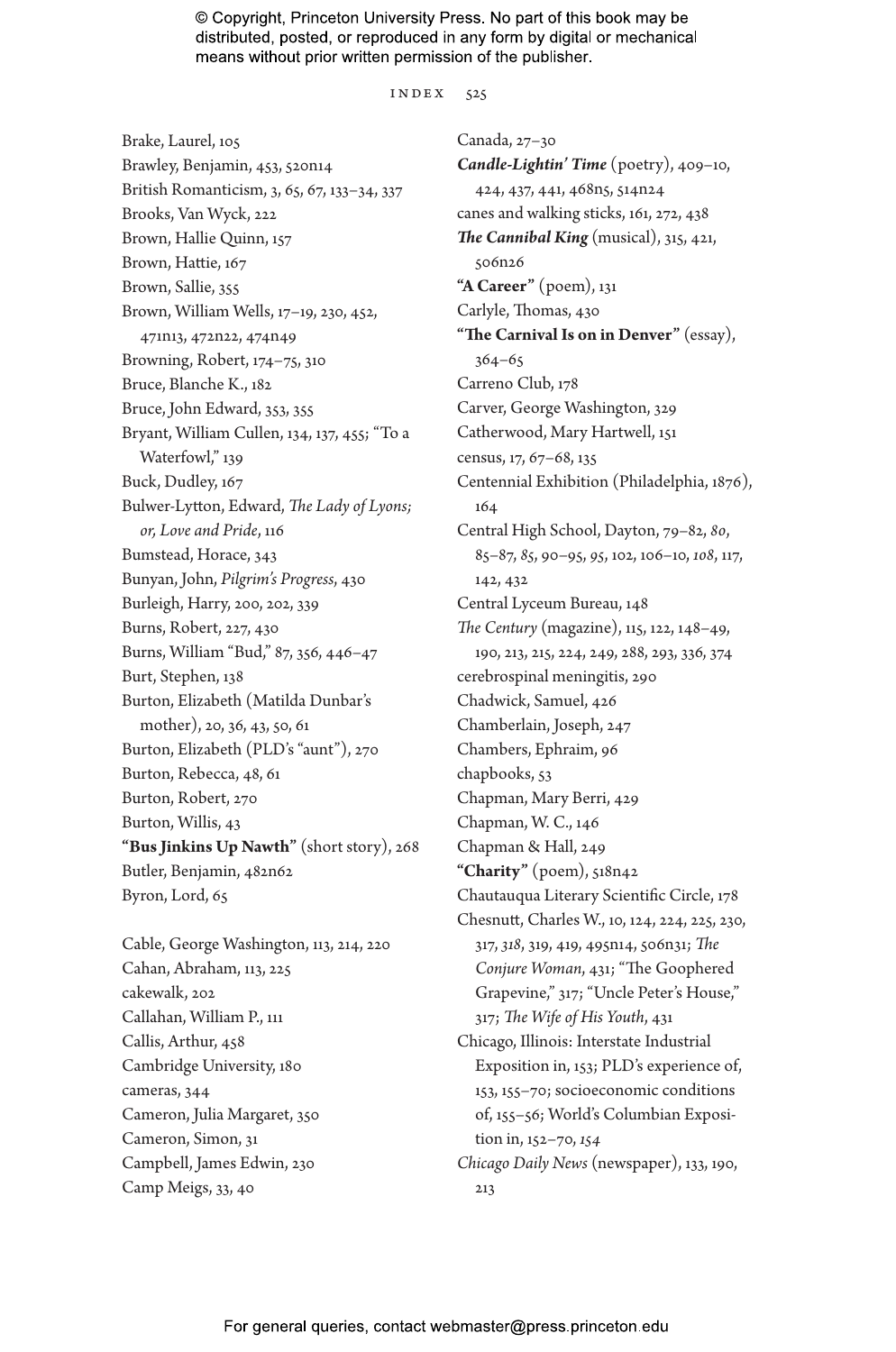Brake, Laurel, 105
Brawley, Benjamin, 453, 520n14
British Romanticism, 3, 65, 67, 133–34, 337
Brooks, Van Wyck, 222
Brown, Hallie Quinn, 157
Brown, Hattie, 167
Brown, Sallie, 355
Brown, William Wells, 17–19, 230, 452, 471n13, 472n22, 474n49
Browning, Robert, 174–75, 310
Bruce, Blanche K., 182
Bruce, John Edward, 353, 355
Bryant, William Cullen, 134, 137, 455; "To a Waterfowl," 139
Buck, Dudley, 167
Bulwer-Lytton, Edward, *The Lady of Lyons; or, Love and Pride*, 116
Bumstead, Horace, 343
Bunyan, John, *Pilgrim's Progress*, 430
Burleigh, Harry, 200, 202, 339
Burns, Robert, 227, 430
Burns, William "Bud," 87, 356, 446–47
Burt, Stephen, 138
Burton, Elizabeth (Matilda Dunbar's mother), 20, 36, 43, 50, 61
Burton, Elizabeth (PLD's "aunt"), 270
Burton, Rebecca, 48, 61
Burton, Robert, 270
Burton, Willis, 43
**"Bus Jinkins Up Nawth"** (short story), 268
Butler, Benjamin, 482n62
Byron, Lord, 65

Cable, George Washington, 113, 214, 220
Cahan, Abraham, 113, 225
cakewalk, 202
Callahan, William P., 111
Callis, Arthur, 458
Cambridge University, 180
cameras, 344
Cameron, Julia Margaret, 350
Cameron, Simon, 31
Campbell, James Edwin, 230
Camp Meigs, 33, 40
Canada, 27–30
***Candle-Lightin' Time*** (poetry), 409–10, 424, 437, 441, 468n5, 514n24
canes and walking sticks, 161, 272, 438
***The Cannibal King*** (musical), 315, 421, 506n26
**"A Career"** (poem), 131
Carlyle, Thomas, 430
**"The Carnival Is on in Denver"** (essay), 364–65
Carreno Club, 178
Carver, George Washington, 329
Catherwood, Mary Hartwell, 151
census, 17, 67–68, 135
Centennial Exhibition (Philadelphia, 1876), 164
Central High School, Dayton, 79–82, *80*, 85–87, *85*, 90–95, *95*, 102, 106–10, *108*, 117, 142, 432
Central Lyceum Bureau, 148
*The Century* (magazine), 115, 122, 148–49, 190, 213, 215, 224, 249, 288, 293, 336, 374
cerebrospinal meningitis, 290
Chadwick, Samuel, 426
Chamberlain, Joseph, 247
Chambers, Ephraim, 96
chapbooks, 53
Chapman, Mary Berri, 429
Chapman, W. C., 146
Chapman & Hall, 249
**"Charity"** (poem), 518n42
Chautauqua Literary Scientific Circle, 178
Chesnutt, Charles W., 10, 124, 224, 225, 230, 317, *318*, 319, 419, 495n14, 506n31; *The Conjure Woman*, 431; "The Goophered Grapevine," 317; "Uncle Peter's House," 317; *The Wife of His Youth*, 431
Chicago, Illinois: Interstate Industrial Exposition in, 153; PLD's experience of, 153, 155–70; socioeconomic conditions of, 155–56; World's Columbian Exposition in, 152–70, *154*
*Chicago Daily News* (newspaper), 133, 190, 213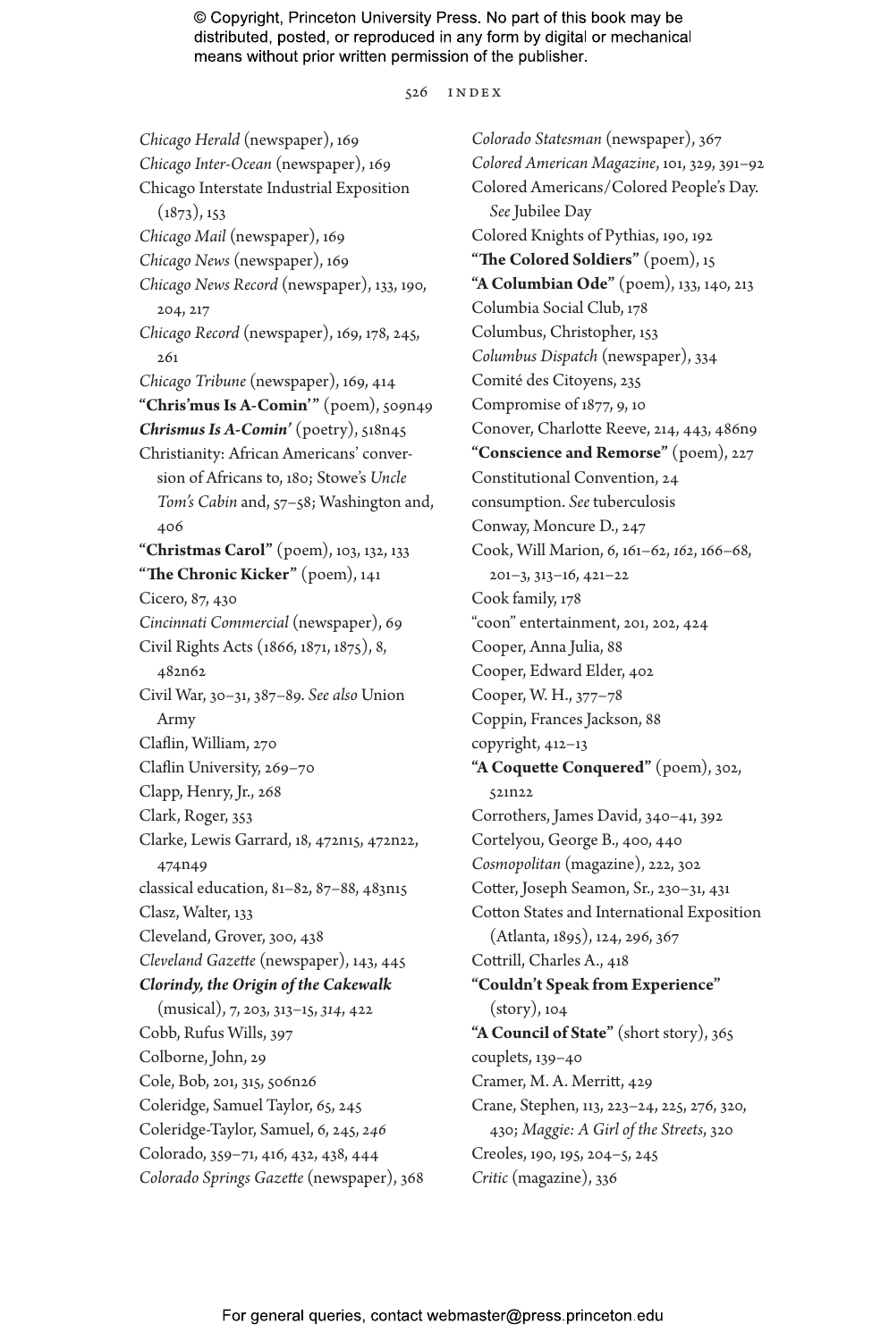*Chicago Herald* (newspaper), 169
*Chicago Inter-Ocean* (newspaper), 169
Chicago Interstate Industrial Exposition (1873), 153
*Chicago Mail* (newspaper), 169
*Chicago News* (newspaper), 169
*Chicago News Record* (newspaper), 133, 190, 204, 217
*Chicago Record* (newspaper), 169, 178, 245, 261
*Chicago Tribune* (newspaper), 169, 414
**"Chris'mus Is A-Comin'"** (poem), 509n49
***Chrismus Is A-Comin'*** (poetry), 518n45
Christianity: African Americans' conversion of Africans to, 180; Stowe's *Uncle Tom's Cabin* and, 57–58; Washington and, 406
**"Christmas Carol"** (poem), 103, 132, 133
**"The Chronic Kicker"** (poem), 141
Cicero, 87, 430
*Cincinnati Commercial* (newspaper), 69
Civil Rights Acts (1866, 1871, 1875), 8, 482n62
Civil War, 30–31, 387–89. *See also* Union Army
Claflin, William, 270
Claflin University, 269–70
Clapp, Henry, Jr., 268
Clark, Roger, 353
Clarke, Lewis Garrard, 18, 472n15, 472n22, 474n49
classical education, 81–82, 87–88, 483n15
Clasz, Walter, 133
Cleveland, Grover, 300, 438
*Cleveland Gazette* (newspaper), 143, 445
***Clorindy, the Origin of the Cakewalk*** (musical), 7, 203, 313–15, *314*, 422
Cobb, Rufus Wills, 397
Colborne, John, 29
Cole, Bob, 201, 315, 506n26
Coleridge, Samuel Taylor, 65, 245
Coleridge-Taylor, Samuel, 6, 245, *246*
Colorado, 359–71, 416, 432, 438, 444
*Colorado Springs Gazette* (newspaper), 368
*Colorado Statesman* (newspaper), 367
*Colored American Magazine*, 101, 329, 391–92
Colored Americans/Colored People's Day. *See* Jubilee Day
Colored Knights of Pythias, 190, 192
**"The Colored Soldiers"** (poem), 15
**"A Columbian Ode"** (poem), 133, 140, 213
Columbia Social Club, 178
Columbus, Christopher, 153
*Columbus Dispatch* (newspaper), 334
Comité des Citoyens, 235
Compromise of 1877, 9, 10
Conover, Charlotte Reeve, 214, 443, 486n9
**"Conscience and Remorse"** (poem), 227
Constitutional Convention, 24
consumption. *See* tuberculosis
Conway, Moncure D., 247
Cook, Will Marion, 6, 161–62, *162*, 166–68, 201–3, 313–16, 421–22
Cook family, 178
"coon" entertainment, 201, 202, 424
Cooper, Anna Julia, 88
Cooper, Edward Elder, 402
Cooper, W. H., 377–78
Coppin, Frances Jackson, 88
copyright, 412–13
**"A Coquette Conquered"** (poem), 302, 521n22
Corrothers, James David, 340–41, 392
Cortelyou, George B., 400, 440
*Cosmopolitan* (magazine), 222, 302
Cotter, Joseph Seamon, Sr., 230–31, 431
Cotton States and International Exposition (Atlanta, 1895), 124, 296, 367
Cottrill, Charles A., 418
**"Couldn't Speak from Experience"** (story), 104
**"A Council of State"** (short story), 365
couplets, 139–40
Cramer, M. A. Merritt, 429
Crane, Stephen, 113, 223–24, 225, 276, 320, 430; *Maggie: A Girl of the Streets*, 320
Creoles, 190, 195, 204–5, 245
*Critic* (magazine), 336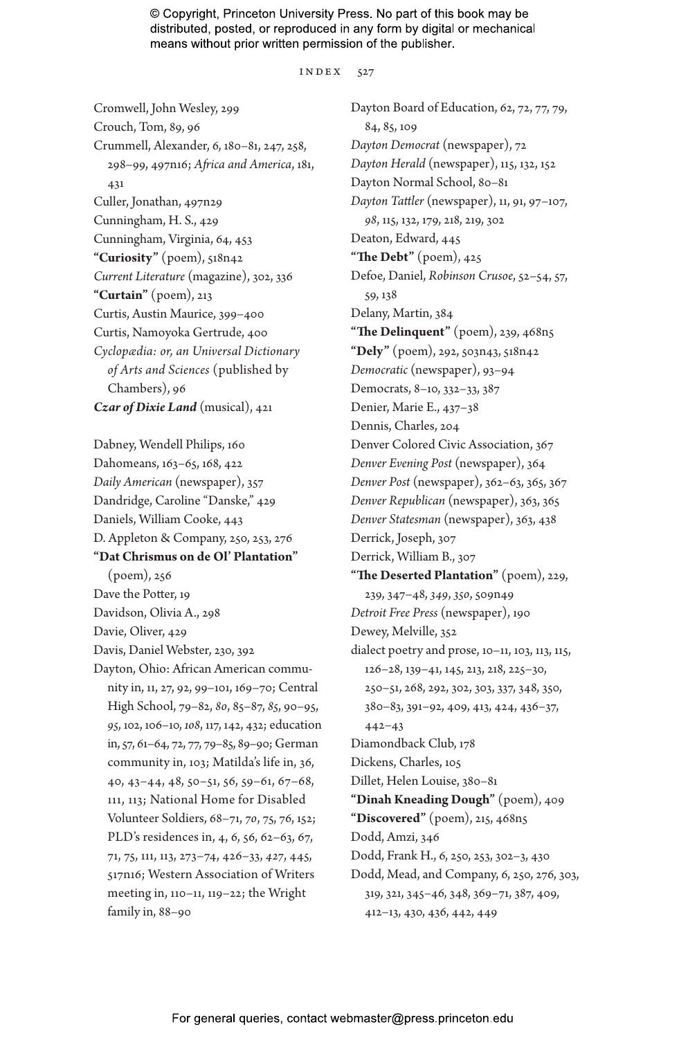Cromwell, John Wesley, 299
Crouch, Tom, 89, 96
Crummell, Alexander, 6, 180–81, 247, 258, 298–99, 497n16; *Africa and America*, 181, 431
Culler, Jonathan, 497n29
Cunningham, H. S., 429
Cunningham, Virginia, 64, 453
**"Curiosity"** (poem), 518n42
*Current Literature* (magazine), 302, 336
**"Curtain"** (poem), 213
Curtis, Austin Maurice, 399–400
Curtis, Namoyoka Gertrude, 400
*Cyclopædia: or, an Universal Dictionary of Arts and Sciences* (published by Chambers), 96
***Czar of Dixie Land*** (musical), 421

Dabney, Wendell Philips, 160
Dahomeans, 163–65, 168, 422
*Daily American* (newspaper), 357
Dandridge, Caroline "Danske," 429
Daniels, William Cooke, 443
D. Appleton & Company, 250, 253, 276
**"Dat Chrismus on de Ol' Plantation"** (poem), 256
Dave the Potter, 19
Davidson, Olivia A., 298
Davie, Oliver, 429
Davis, Daniel Webster, 230, 392
Dayton, Ohio: African American community in, 11, 27, 92, 99–101, 169–70; Central High School, 79–82, *80*, 85–87, *85*, 90–95, *95*, 102, 106–10, *108*, 117, 142, 432; education in, 57, 61–64, 72, 77, 79–85, 89–90; German community in, 103; Matilda's life in, 36, 40, 43–44, 48, 50–51, 56, 59–61, 67–68, 111, 113; National Home for Disabled Volunteer Soldiers, 68–71, *70*, 75, 76, 152; PLD's residences in, 4, *6*, 56, 62–63, 67, 71, 75, 111, 113, 273–74, 426–33, *427*, 445, 517n16; Western Association of Writers meeting in, 110–11, 119–22; the Wright family in, 88–90
Dayton Board of Education, 62, 72, 77, 79, 84, 85, 109
*Dayton Democrat* (newspaper), 72
*Dayton Herald* (newspaper), 115, 132, 152
Dayton Normal School, 80–81
*Dayton Tattler* (newspaper), 11, 91, 97–107, *98*, 115, 132, 179, 218, 219, 302
Deaton, Edward, 445
**"The Debt"** (poem), 425
Defoe, Daniel, *Robinson Crusoe*, 52–54, 57, 59, 138
Delany, Martin, 384
**"The Delinquent"** (poem), 239, 468n5
**"Dely"** (poem), 292, 503n43, 518n42
*Democratic* (newspaper), 93–94
Democrats, 8–10, 332–33, 387
Denier, Marie E., 437–38
Dennis, Charles, 204
Denver Colored Civic Association, 367
*Denver Evening Post* (newspaper), 364
*Denver Post* (newspaper), 362–63, 365, 367
*Denver Republican* (newspaper), 363, 365
*Denver Statesman* (newspaper), 363, 438
Derrick, Joseph, 307
Derrick, William B., 307
**"The Deserted Plantation"** (poem), 229, 239, 347–48, *349*, *350*, 509n49
*Detroit Free Press* (newspaper), 190
Dewey, Melville, 352
dialect poetry and prose, 10–11, 103, 113, 115, 126–28, 139–41, 145, 213, 218, 225–30, 250–51, 268, 292, 302, 303, 337, 348, 350, 380–83, 391–92, 409, 413, 424, 436–37, 442–43
Diamondback Club, 178
Dickens, Charles, 105
Dillet, Helen Louise, 380–81
**"Dinah Kneading Dough"** (poem), 409
**"Discovered"** (poem), 215, 468n5
Dodd, Amzi, 346
Dodd, Frank H., 6, 250, 253, 302–3, 430
Dodd, Mead, and Company, 6, 250, 276, 303, 319, 321, 345–46, 348, 369–71, 387, 409, 412–13, 430, 436, 442, 449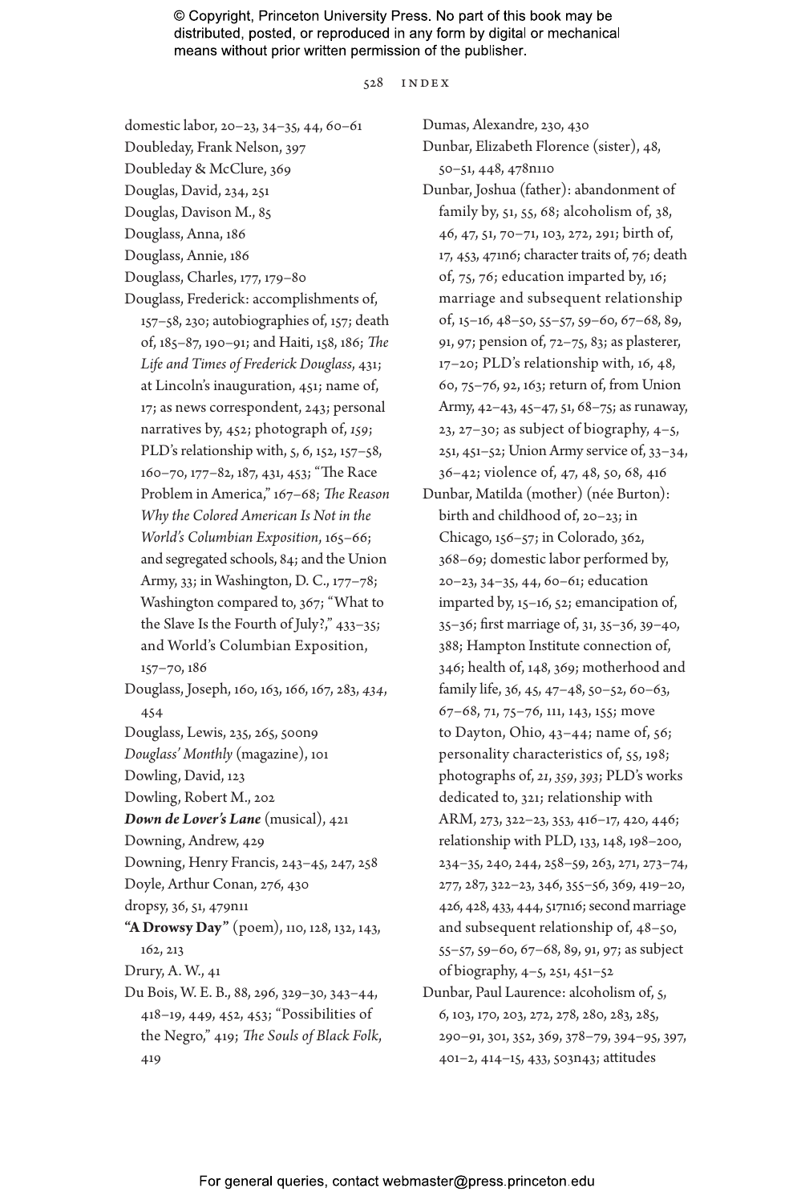domestic labor, 20–23, 34–35, 44, 60–61
Doubleday, Frank Nelson, 397
Doubleday & McClure, 369
Douglas, David, 234, 251
Douglas, Davison M., 85
Douglass, Anna, 186
Douglass, Annie, 186
Douglass, Charles, 177, 179–80
Douglass, Frederick: accomplishments of, 157–58, 230; autobiographies of, 157; death of, 185–87, 190–91; and Haiti, 158, 186; *The Life and Times of Frederick Douglass*, 431; at Lincoln's inauguration, 451; name of, 17; as news correspondent, 243; personal narratives by, 452; photograph of, *159*; PLD's relationship with, 5, 6, 152, 157–58, 160–70, 177–82, 187, 431, 453; "The Race Problem in America," 167–68; *The Reason Why the Colored American Is Not in the World's Columbian Exposition*, 165–66; and segregated schools, 84; and the Union Army, 33; in Washington, D. C., 177–78; Washington compared to, 367; "What to the Slave Is the Fourth of July?," 433–35; and World's Columbian Exposition, 157–70, 186
Douglass, Joseph, 160, 163, 166, 167, 283, *434*, 454
Douglass, Lewis, 235, 265, 500n9
*Douglass' Monthly* (magazine), 101
Dowling, David, 123
Dowling, Robert M., 202
***Down de Lover's Lane*** (musical), 421
Downing, Andrew, 429
Downing, Henry Francis, 243–45, 247, 258
Doyle, Arthur Conan, 276, 430
dropsy, 36, 51, 479n11
**"A Drowsy Day"** (poem), 110, 128, 132, 143, 162, 213
Drury, A. W., 41
Du Bois, W. E. B., 88, 296, 329–30, 343–44, 418–19, 449, 452, 453; "Possibilities of the Negro," 419; *The Souls of Black Folk*, 419
Dumas, Alexandre, 230, 430
Dunbar, Elizabeth Florence (sister), 48, 50–51, 448, 478n110
Dunbar, Joshua (father): abandonment of family by, 51, 55, 68; alcoholism of, 38, 46, 47, 51, 70–71, 103, 272, 291; birth of, 17, 453, 471n6; character traits of, 76; death of, 75, 76; education imparted by, 16; marriage and subsequent relationship of, 15–16, 48–50, 55–57, 59–60, 67–68, 89, 91, 97; pension of, 72–75, 83; as plasterer, 17–20; PLD's relationship with, 16, 48, 60, 75–76, 92, 163; return of, from Union Army, 42–43, 45–47, 51, 68–75; as runaway, 23, 27–30; as subject of biography, 4–5, 251, 451–52; Union Army service of, 33–34, 36–42; violence of, 47, 48, 50, 68, 416
Dunbar, Matilda (mother) (née Burton): birth and childhood of, 20–23; in Chicago, 156–57; in Colorado, 362, 368–69; domestic labor performed by, 20–23, 34–35, 44, 60–61; education imparted by, 15–16, 52; emancipation of, 35–36; first marriage of, 31, 35–36, 39–40, 388; Hampton Institute connection of, 346; health of, 148, 369; motherhood and family life, 36, 45, 47–48, 50–52, 60–63, 67–68, 71, 75–76, 111, 143, 155; move to Dayton, Ohio, 43–44; name of, 56; personality characteristics of, 55, 198; photographs of, *21*, *359*, *393*; PLD's works dedicated to, 321; relationship with ARM, 273, 322–23, 353, 416–17, 420, 446; relationship with PLD, 133, 148, 198–200, 234–35, 240, 244, 258–59, 263, 271, 273–74, 277, 287, 322–23, 346, 355–56, 369, 419–20, 426, 428, 433, 444, 517n16; second marriage and subsequent relationship of, 48–50, 55–57, 59–60, 67–68, 89, 91, 97; as subject of biography, 4–5, 251, 451–52
Dunbar, Paul Laurence: alcoholism of, 5, 6, 103, 170, 203, 272, 278, 280, 283, 285, 290–91, 301, 352, 369, 378–79, 394–95, 397, 401–2, 414–15, 433, 503n43; attitudes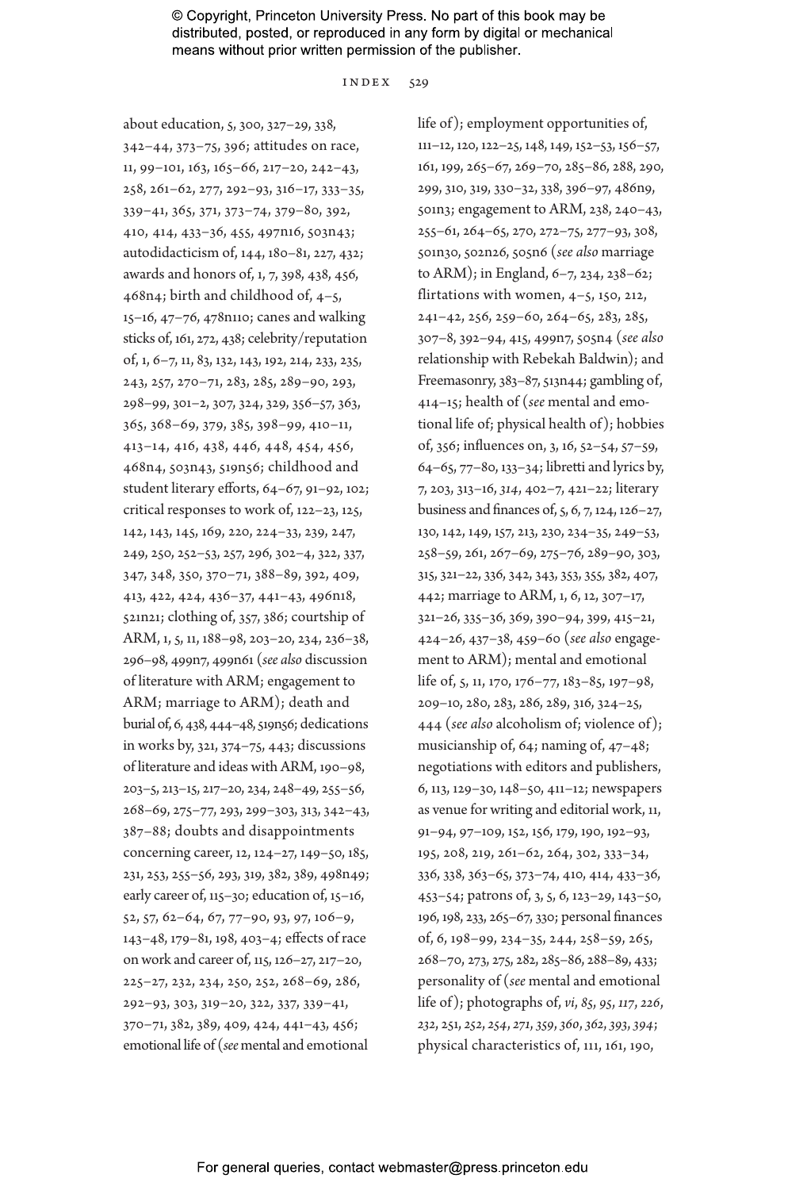© Copyright, Princeton University Press. No part of this book may be distributed, posted, or reproduced in any form by digital or mechanical means without prior written permission of the publisher.

about education, 5, 300, 327–29, 338, 342–44, 373–75, 396; attitudes on race, 11, 99–101, 163, 165–66, 217–20, 242–43, 258, 261–62, 277, 292–93, 316–17, 333–35, 339–41, 365, 371, 373–74, 379–80, 392, 410, 414, 433–36, 455, 497n16, 503n43; autodidacticism of, 144, 180–81, 227, 432; awards and honors of, 1, 7, 398, 438, 456, 468n4; birth and childhood of, 4–5, 15–16, 47–76, 478n110; canes and walking sticks of, 161, 272, 438; celebrity/reputation of, 1, 6–7, 11, 83, 132, 143, 192, 214, 233, 235, 243, 257, 270–71, 283, 285, 289–90, 293, 298–99, 301–2, 307, 324, 329, 356–57, 363, 365, 368–69, 379, 385, 398–99, 410–11, 413–14, 416, 438, 446, 448, 454, 456, 468n4, 503n43, 519n56; childhood and student literary efforts, 64–67, 91–92, 102; critical responses to work of, 122–23, 125, 142, 143, 145, 169, 220, 224–33, 239, 247, 249, 250, 252–53, 257, 296, 302–4, 322, 337, 347, 348, 350, 370–71, 388–89, 392, 409, 413, 422, 424, 436–37, 441–43, 496n18, 521n21; clothing of, 357, 386; courtship of ARM, 1, 5, 11, 188–98, 203–20, 234, 236–38, 296–98, 499n7, 499n61 (*see also* discussion of literature with ARM; engagement to ARM; marriage to ARM); death and burial of, 6, 438, 444–48, 519n56; dedications in works by, 321, 374–75, 443; discussions of literature and ideas with ARM, 190–98, 203–5, 213–15, 217–20, 234, 248–49, 255–56, 268–69, 275–77, 293, 299–303, 313, 342–43, 387–88; doubts and disappointments concerning career, 12, 124–27, 149–50, 185, 231, 253, 255–56, 293, 319, 382, 389, 498n49; early career of, 115–30; education of, 15–16, 52, 57, 62–64, 67, 77–90, 93, 97, 106–9, 143–48, 179–81, 198, 403–4; effects of race on work and career of, 115, 126–27, 217–20, 225–27, 232, 234, 250, 252, 268–69, 286, 292–93, 303, 319–20, 322, 337, 339–41, 370–71, 382, 389, 409, 424, 441–43, 456; emotional life of (*see* mental and emotional life of); employment opportunities of, 111–12, 120, 122–25, 148, 149, 152–53, 156–57, 161, 199, 265–67, 269–70, 285–86, 288, 290, 299, 310, 319, 330–32, 338, 396–97, 486n9, 501n3; engagement to ARM, 238, 240–43, 255–61, 264–65, 270, 272–75, 277–93, 308, 501n30, 502n26, 505n6 (*see also* marriage to ARM); in England, 6–7, 234, 238–62; flirtations with women, 4–5, 150, 212, 241–42, 256, 259–60, 264–65, 283, 285, 307–8, 392–94, 415, 499n7, 505n4 (*see also* relationship with Rebekah Baldwin); and Freemasonry, 383–87, 513n44; gambling of, 414–15; health of (*see* mental and emotional life of; physical health of); hobbies of, 356; influences on, 3, 16, 52–54, 57–59, 64–65, 77–80, 133–34; libretti and lyrics by, 7, 203, 313–16, *314*, 402–7, 421–22; literary business and finances of, 5, 6, 7, 124, 126–27, 130, 142, 149, 157, 213, 230, 234–35, 249–53, 258–59, 261, 267–69, 275–76, 289–90, 303, 315, 321–22, 336, 342, 343, 353, 355, 382, 407, 442; marriage to ARM, 1, 6, 12, 307–17, 321–26, 335–36, 369, 390–94, 399, 415–21, 424–26, 437–38, 459–60 (*see also* engagement to ARM); mental and emotional life of, 5, 11, 170, 176–77, 183–85, 197–98, 209–10, 280, 283, 286, 289, 316, 324–25, 444 (*see also* alcoholism of; violence of); musicianship of, 64; naming of, 47–48; negotiations with editors and publishers, 6, 113, 129–30, 148–50, 411–12; newspapers as venue for writing and editorial work, 11, 91–94, 97–109, 152, 156, 179, 190, 192–93, 195, 208, 219, 261–62, 264, 302, 333–34, 336, 338, 363–65, 373–74, 410, 414, 433–36, 453–54; patrons of, 3, 5, 6, 123–29, 143–50, 196, 198, 233, 265–67, 330; personal finances of, 6, 198–99, 234–35, 244, 258–59, 265, 268–70, 273, 275, 282, 285–86, 288–89, 433; personality of (*see* mental and emotional life of); photographs of, *vi*, *85*, *95*, *117*, *226*, *232*, *251*, *252*, *254*, *271*, *359*, *360*, *362*, *393*, *394*; physical characteristics of, 111, 161, 190,

For general queries, contact webmaster@press.princeton.edu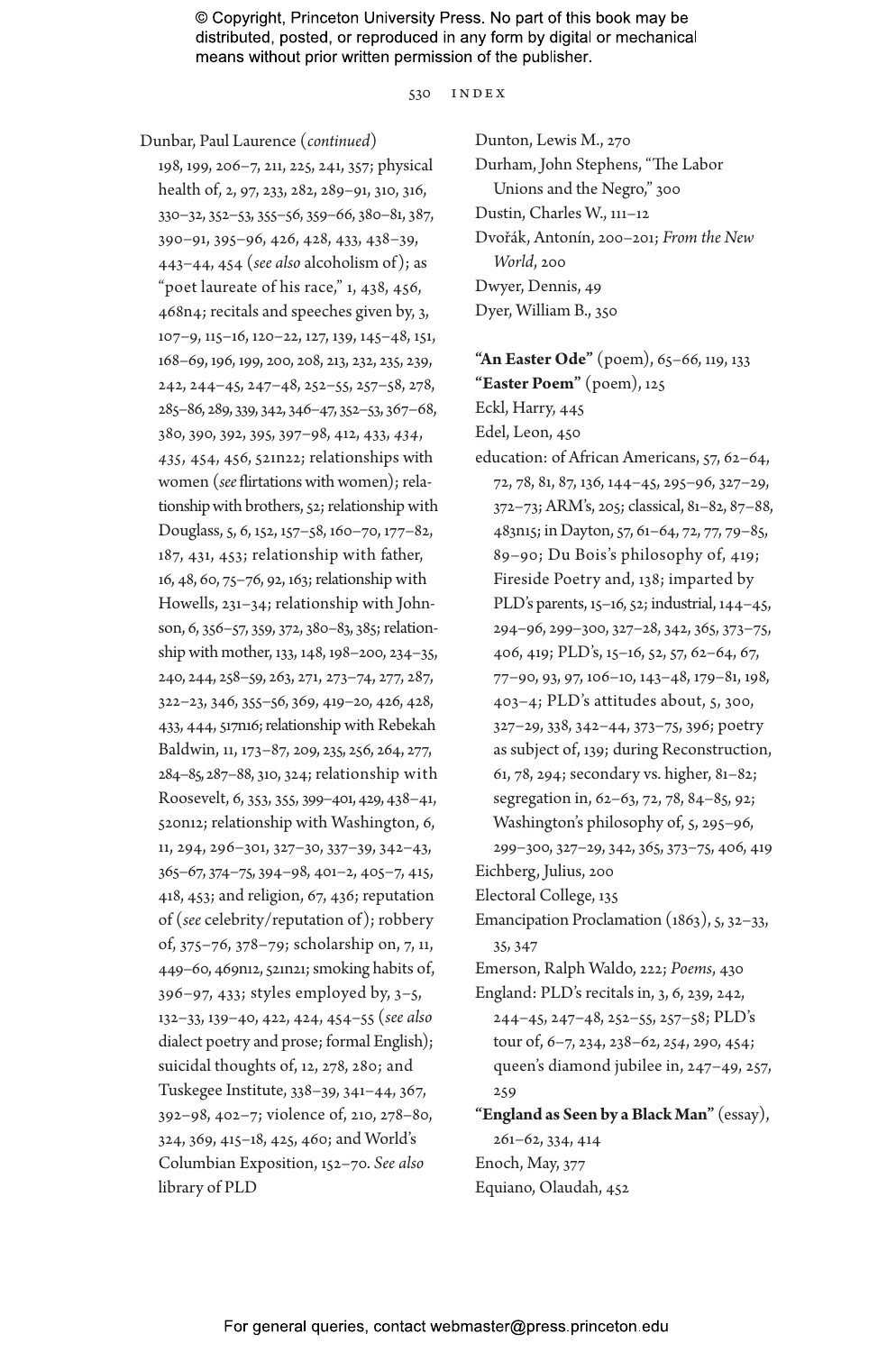Dunbar, Paul Laurence (*continued*) 198, 199, 206–7, 211, 225, 241, 357; physical health of, 2, 97, 233, 282, 289–91, 310, 316, 330–32, 352–53, 355–56, 359–66, 380–81, 387, 390–91, 395–96, 426, 428, 433, 438–39, 443–44, 454 (*see also* alcoholism of); as "poet laureate of his race," 1, 438, 456, 468n4; recitals and speeches given by, 3, 107–9, 115–16, 120–22, 127, 139, 145–48, 151, 168–69, 196, 199, 200, 208, 213, 232, 235, 239, 242, 244–45, 247–48, 252–55, 257–58, 278, 285–86, 289, 339, 342, 346–47, 352–53, 367–68, 380, 390, 392, 395, 397–98, 412, 433, *434*, *435*, 454, 456, 521n22; relationships with women (*see* flirtations with women); relationship with brothers, 52; relationship with Douglass, 5, 6, 152, 157–58, 160–70, 177–82, 187, 431, 453; relationship with father, 16, 48, 60, 75–76, 92, 163; relationship with Howells, 231–34; relationship with Johnson, 6, 356–57, 359, 372, 380–83, 385; relationship with mother, 133, 148, 198–200, 234–35, 240, 244, 258–59, 263, 271, 273–74, 277, 287, 322–23, 346, 355–56, 369, 419–20, 426, 428, 433, 444, 517n16; relationship with Rebekah Baldwin, 11, 173–87, 209, 235, 256, 264, 277, 284–85, 287–88, 310, 324; relationship with Roosevelt, 6, 353, 355, 399–401, 429, 438–41, 520n12; relationship with Washington, 6, 11, 294, 296–301, 327–30, 337–39, 342–43, 365–67, 374–75, 394–98, 401–2, 405–7, 415, 418, 453; and religion, 67, 436; reputation of (*see* celebrity/reputation of); robbery of, 375–76, 378–79; scholarship on, 7, 11, 449–60, 469n12, 521n21; smoking habits of, 396–97, 433; styles employed by, 3–5, 132–33, 139–40, 422, 424, 454–55 (*see also* dialect poetry and prose; formal English); suicidal thoughts of, 12, 278, 280; and Tuskegee Institute, 338–39, 341–44, 367, 392–98, 402–7; violence of, 210, 278–80, 324, 369, 415–18, 425, 460; and World's Columbian Exposition, 152–70. *See also* library of PLD

Dunton, Lewis M., 270

Durham, John Stephens, "The Labor Unions and the Negro," 300

Dustin, Charles W., 111–12

Dvořák, Antonín, 200–201; *From the New World*, 200

Dwyer, Dennis, 49

Dyer, William B., 350

**"An Easter Ode"** (poem), 65–66, 119, 133

**"Easter Poem"** (poem), 125

Eckl, Harry, 445

Edel, Leon, 450

education: of African Americans, 57, 62–64, 72, 78, 81, 87, 136, 144–45, 295–96, 327–29, 372–73; ARM's, 205; classical, 81–82, 87–88, 483n15; in Dayton, 57, 61–64, 72, 77, 79–85, 89–90; Du Bois's philosophy of, 419; Fireside Poetry and, 138; imparted by PLD's parents, 15–16, 52; industrial, 144–45, 294–96, 299–300, 327–28, 342, 365, 373–75, 406, 419; PLD's, 15–16, 52, 57, 62–64, 67, 77–90, 93, 97, 106–10, 143–48, 179–81, 198, 403–4; PLD's attitudes about, 5, 300, 327–29, 338, 342–44, 373–75, 396; poetry as subject of, 139; during Reconstruction, 61, 78, 294; secondary vs. higher, 81–82; segregation in, 62–63, 72, 78, 84–85, 92; Washington's philosophy of, 5, 295–96, 299–300, 327–29, 342, 365, 373–75, 406, 419

Eichberg, Julius, 200

Electoral College, 135

Emancipation Proclamation (1863), 5, 32–33, 35, 347

Emerson, Ralph Waldo, 222; *Poems*, 430

England: PLD's recitals in, 3, 6, 239, 242, 244–45, 247–48, 252–55, 257–58; PLD's tour of, 6–7, 234, 238–62, *254*, 290, 454; queen's diamond jubilee in, 247–49, 257, 259

**"England as Seen by a Black Man"** (essay), 261–62, 334, 414

Enoch, May, 377

Equiano, Olaudah, 452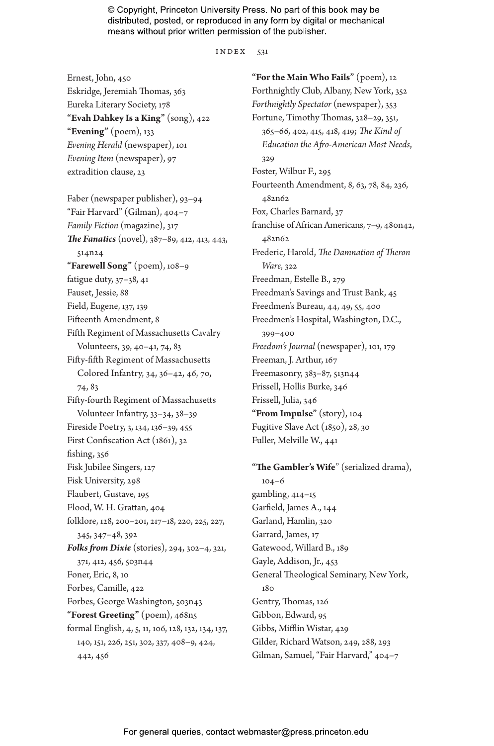Ernest, John, 450
Eskridge, Jeremiah Thomas, 363
Eureka Literary Society, 178
**"Evah Dahkey Is a King"** (song), 422
**"Evening"** (poem), 133
*Evening Herald* (newspaper), 101
*Evening Item* (newspaper), 97
extradition clause, 23

Faber (newspaper publisher), 93–94
"Fair Harvard" (Gilman), 404–7
*Family Fiction* (magazine), 317
***The Fanatics*** (novel), 387–89, 412, 413, 443, 514n24
**"Farewell Song"** (poem), 108–9
fatigue duty, 37–38, 41
Fauset, Jessie, 88
Field, Eugene, 137, 139
Fifteenth Amendment, 8
Fifth Regiment of Massachusetts Cavalry Volunteers, 39, 40–41, 74, 83
Fifty-fifth Regiment of Massachusetts Colored Infantry, 34, 36–42, 46, 70, 74, 83
Fifty-fourth Regiment of Massachusetts Volunteer Infantry, 33–34, 38–39
Fireside Poetry, 3, 134, 136–39, 455
First Confiscation Act (1861), 32
fishing, 356
Fisk Jubilee Singers, 127
Fisk University, 298
Flaubert, Gustave, 195
Flood, W. H. Grattan, 404
folklore, 128, 200–201, 217–18, 220, 225, 227, 345, 347–48, 392
***Folks from Dixie*** (stories), 294, 302–4, 321, 371, 412, 456, 503n44
Foner, Eric, 8, 10
Forbes, Camille, 422
Forbes, George Washington, 503n43
**"Forest Greeting"** (poem), 468n5
formal English, 4, 5, 11, 106, 128, 132, 134, 137, 140, 151, 226, 251, 302, 337, 408–9, 424, 442, 456
**"For the Main Who Fails"** (poem), 12
Forthnightly Club, Albany, New York, 352
*Forthnightly Spectator* (newspaper), 353
Fortune, Timothy Thomas, 328–29, 351, 365–66, 402, 415, 418, 419; *The Kind of Education the Afro-American Most Needs*, 329
Foster, Wilbur F., 295
Fourteenth Amendment, 8, 63, 78, 84, 236, 482n62
Fox, Charles Barnard, 37
franchise of African Americans, 7–9, 480n42, 482n62
Frederic, Harold, *The Damnation of Theron Ware*, 322
Freedman, Estelle B., 279
Freedman's Savings and Trust Bank, 45
Freedmen's Bureau, 44, 49, 55, 400
Freedmen's Hospital, Washington, D.C., 399–400
*Freedom's Journal* (newspaper), 101, 179
Freeman, J. Arthur, 167
Freemasonry, 383–87, 513n44
Frissell, Hollis Burke, 346
Frissell, Julia, 346
**"From Impulse"** (story), 104
Fugitive Slave Act (1850), 28, 30
Fuller, Melville W., 441

**"The Gambler's Wife"** (serialized drama), 104–6
gambling, 414–15
Garfield, James A., 144
Garland, Hamlin, 320
Garrard, James, 17
Gatewood, Willard B., 189
Gayle, Addison, Jr., 453
General Theological Seminary, New York, 180
Gentry, Thomas, 126
Gibbon, Edward, 95
Gibbs, Mifflin Wistar, 429
Gilder, Richard Watson, 249, 288, 293
Gilman, Samuel, "Fair Harvard," 404–7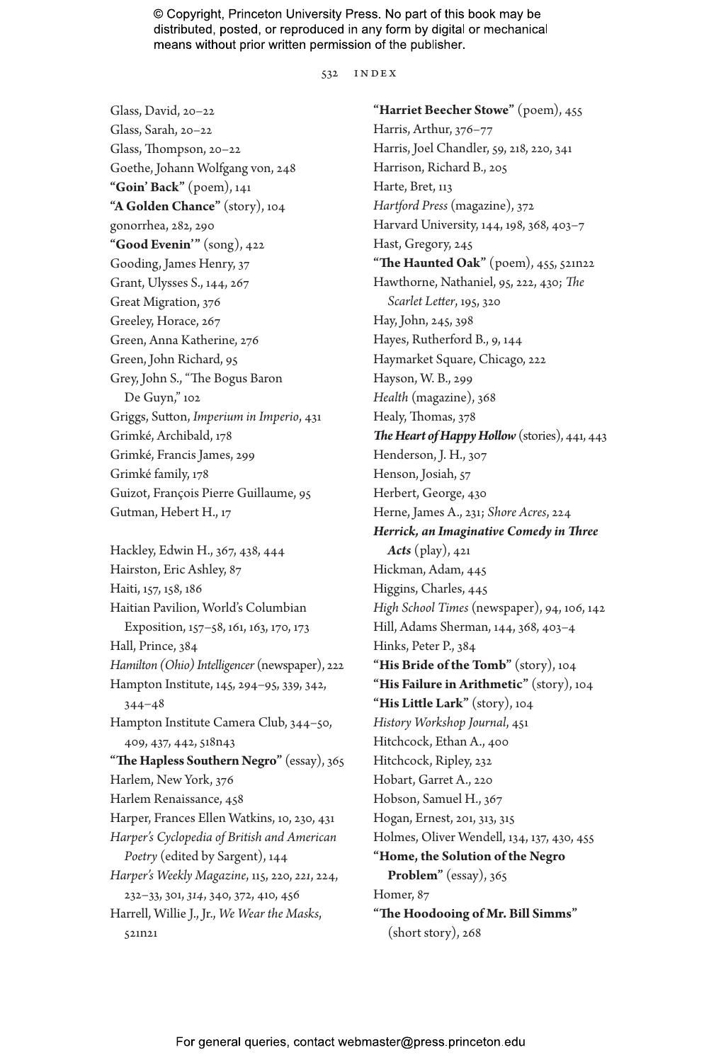Glass, David, 20–22
Glass, Sarah, 20–22
Glass, Thompson, 20–22
Goethe, Johann Wolfgang von, 248
**"Goin' Back"** (poem), 141
**"A Golden Chance"** (story), 104
gonorrhea, 282, 290
**"Good Evenin'"** (song), 422
Gooding, James Henry, 37
Grant, Ulysses S., 144, 267
Great Migration, 376
Greeley, Horace, 267
Green, Anna Katherine, 276
Green, John Richard, 95
Grey, John S., "The Bogus Baron De Guyn," 102
Griggs, Sutton, *Imperium in Imperio*, 431
Grimké, Archibald, 178
Grimké, Francis James, 299
Grimké family, 178
Guizot, François Pierre Guillaume, 95
Gutman, Hebert H., 17

Hackley, Edwin H., 367, 438, 444
Hairston, Eric Ashley, 87
Haiti, 157, 158, 186
Haitian Pavilion, World's Columbian Exposition, 157–58, 161, 163, 170, 173
Hall, Prince, 384
*Hamilton (Ohio) Intelligencer* (newspaper), 222
Hampton Institute, 145, 294–95, 339, 342, 344–48
Hampton Institute Camera Club, 344–50, 409, 437, 442, 518n43
**"The Hapless Southern Negro"** (essay), 365
Harlem, New York, 376
Harlem Renaissance, 458
Harper, Frances Ellen Watkins, 10, 230, 431
*Harper's Cyclopedia of British and American Poetry* (edited by Sargent), 144
*Harper's Weekly Magazine*, 115, 220, *221*, 224, 232–33, 301, *314*, 340, 372, 410, 456
Harrell, Willie J., Jr., *We Wear the Masks*, 521n21
**"Harriet Beecher Stowe"** (poem), 455
Harris, Arthur, 376–77
Harris, Joel Chandler, 59, 218, 220, 341
Harrison, Richard B., 205
Harte, Bret, 113
*Hartford Press* (magazine), 372
Harvard University, 144, 198, 368, 403–7
Hast, Gregory, 245
**"The Haunted Oak"** (poem), 455, 521n22
Hawthorne, Nathaniel, 95, 222, 430; *The Scarlet Letter*, 195, 320
Hay, John, 245, 398
Hayes, Rutherford B., 9, 144
Haymarket Square, Chicago, 222
Hayson, W. B., 299
*Health* (magazine), 368
Healy, Thomas, 378
***The Heart of Happy Hollow*** (stories), 441, 443
Henderson, J. H., 307
Henson, Josiah, 57
Herbert, George, 430
Herne, James A., 231; *Shore Acres*, 224
***Herrick, an Imaginative Comedy in Three Acts*** (play), 421
Hickman, Adam, 445
Higgins, Charles, 445
*High School Times* (newspaper), 94, 106, 142
Hill, Adams Sherman, 144, 368, 403–4
Hinks, Peter P., 384
**"His Bride of the Tomb"** (story), 104
**"His Failure in Arithmetic"** (story), 104
**"His Little Lark"** (story), 104
*History Workshop Journal*, 451
Hitchcock, Ethan A., 400
Hitchcock, Ripley, 232
Hobart, Garret A., 220
Hobson, Samuel H., 367
Hogan, Ernest, 201, 313, 315
Holmes, Oliver Wendell, 134, 137, 430, 455
**"Home, the Solution of the Negro Problem"** (essay), 365
Homer, 87
**"The Hoodooing of Mr. Bill Simms"** (short story), 268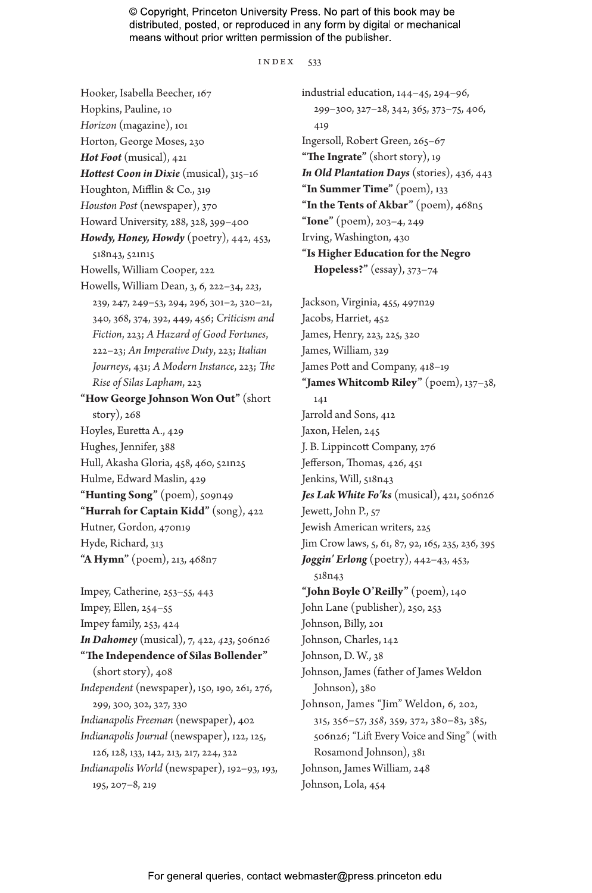Hooker, Isabella Beecher, 167
Hopkins, Pauline, 10
*Horizon* (magazine), 101
Horton, George Moses, 230
***Hot Foot*** (musical), 421
***Hottest Coon in Dixie*** (musical), 315–16
Houghton, Mifflin & Co., 319
*Houston Post* (newspaper), 370
Howard University, 288, 328, 399–400
***Howdy, Honey, Howdy*** (poetry), 442, 453, 518n43, 521n15
Howells, William Cooper, 222
Howells, William Dean, 3, 6, 222–34, *223*, 239, 247, 249–53, 294, 296, 301–2, 320–21, 340, 368, 374, 392, 449, 456; *Criticism and Fiction*, 223; *A Hazard of Good Fortunes*, 222–23; *An Imperative Duty*, 223; *Italian Journeys*, 431; *A Modern Instance*, 223; *The Rise of Silas Lapham*, 223
**"How George Johnson Won Out"** (short story), 268
Hoyles, Euretta A., 429
Hughes, Jennifer, 388
Hull, Akasha Gloria, 458, 460, 521n25
Hulme, Edward Maslin, 429
**"Hunting Song"** (poem), 509n49
**"Hurrah for Captain Kidd"** (song), 422
Hutner, Gordon, 470n19
Hyde, Richard, 313
**"A Hymn"** (poem), 213, 468n7

Impey, Catherine, 253–55, 443
Impey, Ellen, 254–55
Impey family, 253, 424
***In Dahomey*** (musical), 7, 422, *423*, 506n26
**"The Independence of Silas Bollender"** (short story), 408
*Independent* (newspaper), 150, 190, 261, 276, 299, 300, 302, 327, 330
*Indianapolis Freeman* (newspaper), 402
*Indianapolis Journal* (newspaper), 122, 125, 126, 128, 133, 142, 213, 217, 224, 322
*Indianapolis World* (newspaper), 192–93, *193*, 195, 207–8, 219
industrial education, 144–45, 294–96, 299–300, 327–28, 342, 365, 373–75, 406, 419
Ingersoll, Robert Green, 265–67
**"The Ingrate"** (short story), 19
***In Old Plantation Days*** (stories), 436, 443
**"In Summer Time"** (poem), 133
**"In the Tents of Akbar"** (poem), 468n5
**"Ione"** (poem), 203–4, 249
Irving, Washington, 430
**"Is Higher Education for the Negro Hopeless?"** (essay), 373–74

Jackson, Virginia, 455, 497n29
Jacobs, Harriet, 452
James, Henry, 223, 225, 320
James, William, 329
James Pott and Company, 418–19
**"James Whitcomb Riley"** (poem), 137–38, 141
Jarrold and Sons, 412
Jaxon, Helen, 245
J. B. Lippincott Company, 276
Jefferson, Thomas, 426, 451
Jenkins, Will, 518n43
***Jes Lak White Fo'ks*** (musical), 421, 506n26
Jewett, John P., 57
Jewish American writers, 225
Jim Crow laws, 5, 61, 87, 92, 165, 235, 236, 395
***Joggin' Erlong*** (poetry), 442–43, 453, 518n43
**"John Boyle O'Reilly"** (poem), 140
John Lane (publisher), 250, 253
Johnson, Billy, 201
Johnson, Charles, 142
Johnson, D. W., 38
Johnson, James (father of James Weldon Johnson), 380
Johnson, James "Jim" Weldon, 6, 202, 315, 356–57, *358*, 359, 372, 380–83, 385, 506n26; "Lift Every Voice and Sing" (with Rosamond Johnson), 381
Johnson, James William, 248
Johnson, Lola, 454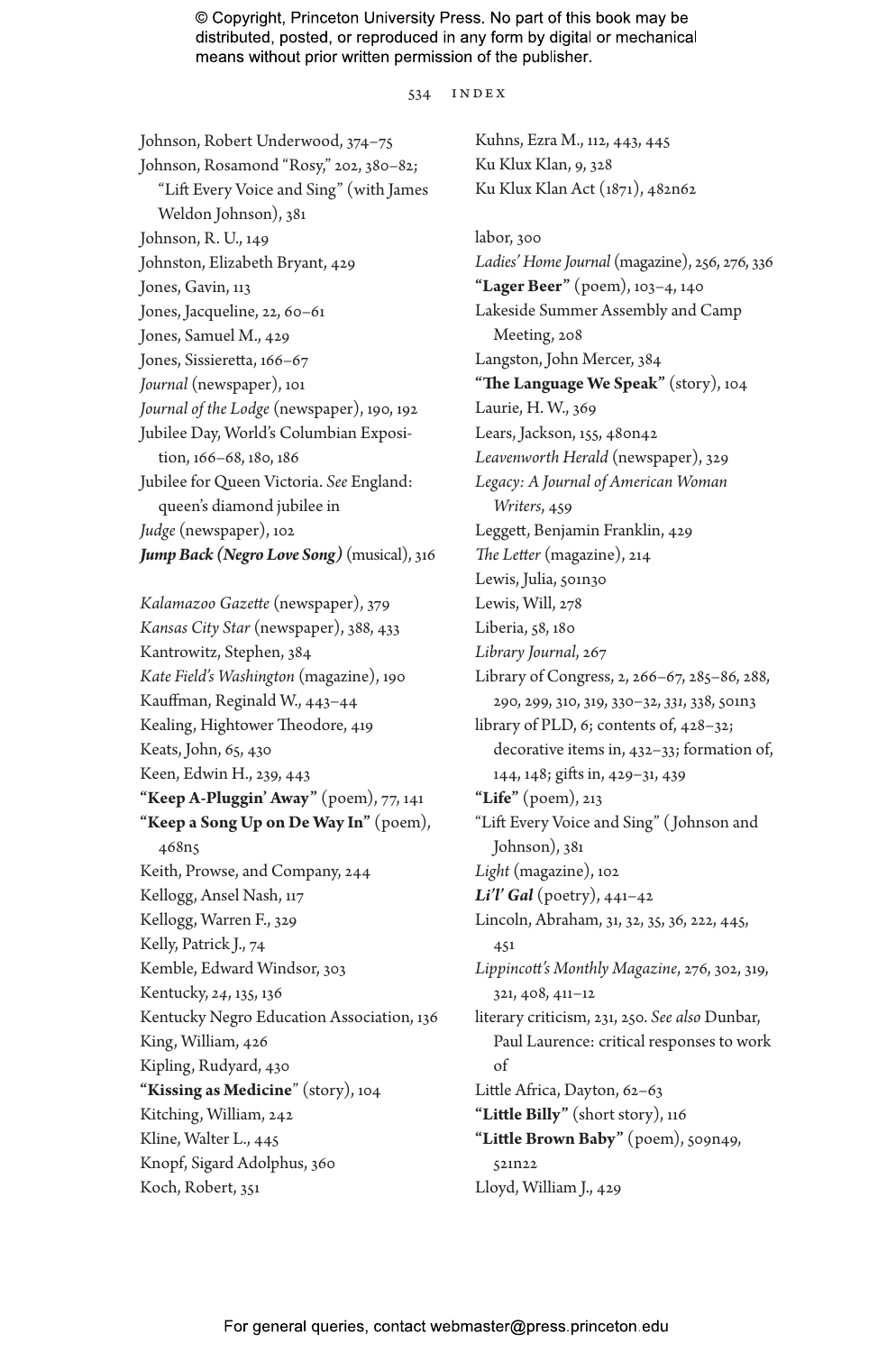Johnson, Robert Underwood, 374–75
Johnson, Rosamond "Rosy," 202, 380–82; "Lift Every Voice and Sing" (with James Weldon Johnson), 381
Johnson, R. U., 149
Johnston, Elizabeth Bryant, 429
Jones, Gavin, 113
Jones, Jacqueline, 22, 60–61
Jones, Samuel M., 429
Jones, Sissieretta, 166–67
*Journal* (newspaper), 101
*Journal of the Lodge* (newspaper), 190, 192
Jubilee Day, World's Columbian Exposition, 166–68, 180, 186
Jubilee for Queen Victoria. *See* England: queen's diamond jubilee in
*Judge* (newspaper), 102
***Jump Back (Negro Love Song)*** (musical), 316

*Kalamazoo Gazette* (newspaper), 379
*Kansas City Star* (newspaper), 388, 433
Kantrowitz, Stephen, 384
*Kate Field's Washington* (magazine), 190
Kauffman, Reginald W., 443–44
Kealing, Hightower Theodore, 419
Keats, John, 65, 430
Keen, Edwin H., 239, 443
**"Keep A-Pluggin' Away"** (poem), 77, 141
**"Keep a Song Up on De Way In"** (poem), 468n5
Keith, Prowse, and Company, 244
Kellogg, Ansel Nash, 117
Kellogg, Warren F., 329
Kelly, Patrick J., 74
Kemble, Edward Windsor, 303
Kentucky, *24*, 135, 136
Kentucky Negro Education Association, 136
King, William, 426
Kipling, Rudyard, 430
**"Kissing as Medicine"** (story), 104
Kitching, William, 242
Kline, Walter L., 445
Knopf, Sigard Adolphus, 360
Koch, Robert, 351
Kuhns, Ezra M., 112, 443, 445
Ku Klux Klan, 9, 328
Ku Klux Klan Act (1871), 482n62

labor, 300
*Ladies' Home Journal* (magazine), 256, 276, 336
**"Lager Beer"** (poem), 103–4, 140
Lakeside Summer Assembly and Camp Meeting, 208
Langston, John Mercer, 384
**"The Language We Speak"** (story), 104
Laurie, H. W., 369
Lears, Jackson, 155, 480n42
*Leavenworth Herald* (newspaper), 329
*Legacy: A Journal of American Woman Writers*, 459
Leggett, Benjamin Franklin, 429
*The Letter* (magazine), 214
Lewis, Julia, 501n30
Lewis, Will, 278
Liberia, 58, 180
*Library Journal*, 267
Library of Congress, 2, 266–67, 285–86, 288, 290, 299, 310, 319, 330–32, *331*, 338, 501n3
library of PLD, 6; contents of, 428–32; decorative items in, 432–33; formation of, 144, 148; gifts in, 429–31, 439
**"Life"** (poem), 213
"Lift Every Voice and Sing" (Johnson and Johnson), 381
*Light* (magazine), 102
***Li'l' Gal*** (poetry), 441–42
Lincoln, Abraham, 31, 32, 35, 36, 222, 445, 451
*Lippincott's Monthly Magazine*, 276, 302, 319, 321, 408, 411–12
literary criticism, 231, 250. *See also* Dunbar, Paul Laurence: critical responses to work of
Little Africa, Dayton, 62–63
**"Little Billy"** (short story), 116
**"Little Brown Baby"** (poem), 509n49, 521n22
Lloyd, William J., 429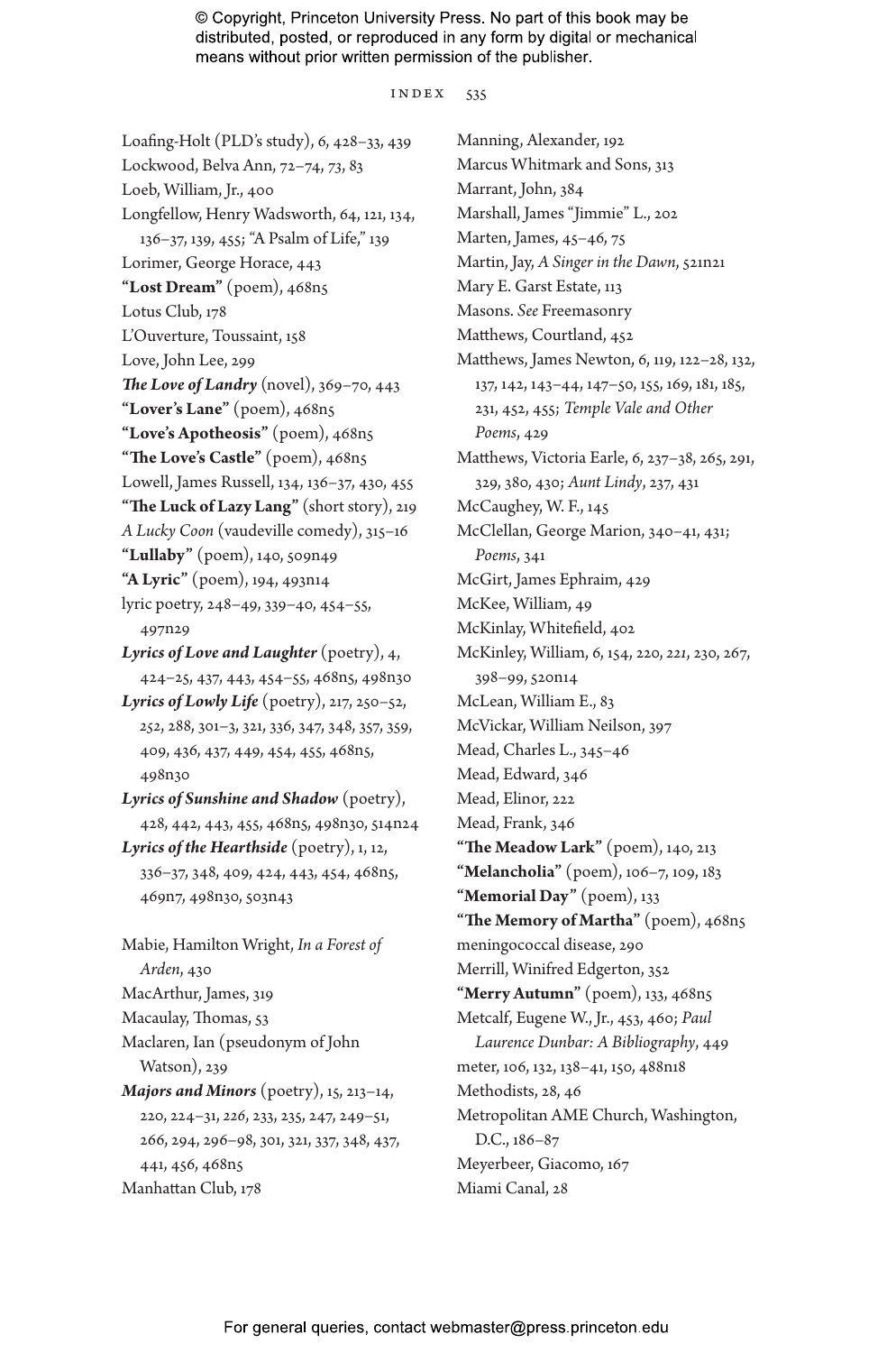Loafing-Holt (PLD's study), 6, 428–33, 439
Lockwood, Belva Ann, 72–74, 73, 83
Loeb, William, Jr., 400
Longfellow, Henry Wadsworth, 64, 121, 134, 136–37, 139, 455; "A Psalm of Life," 139
Lorimer, George Horace, 443
**"Lost Dream"** (poem), 468n5
Lotus Club, 178
L'Ouverture, Toussaint, 158
Love, John Lee, 299
***The Love of Landry*** (novel), 369–70, 443
**"Lover's Lane"** (poem), 468n5
**"Love's Apotheosis"** (poem), 468n5
**"The Love's Castle"** (poem), 468n5
Lowell, James Russell, 134, 136–37, 430, 455
**"The Luck of Lazy Lang"** (short story), 219
*A Lucky Coon* (vaudeville comedy), 315–16
**"Lullaby"** (poem), 140, 509n49
**"A Lyric"** (poem), 194, 493n14
lyric poetry, 248–49, 339–40, 454–55, 497n29
***Lyrics of Love and Laughter*** (poetry), 4, 424–25, 437, 443, 454–55, 468n5, 498n30
***Lyrics of Lowly Life*** (poetry), 217, 250–52, 252, 288, 301–3, 321, 336, 347, 348, 357, 359, 409, 436, 437, 449, 454, 455, 468n5, 498n30
***Lyrics of Sunshine and Shadow*** (poetry), 428, 442, 443, 455, 468n5, 498n30, 514n24
***Lyrics of the Hearthside*** (poetry), 1, 12, 336–37, 348, 409, 424, 443, 454, 468n5, 469n7, 498n30, 503n43

Mabie, Hamilton Wright, *In a Forest of Arden*, 430
MacArthur, James, 319
Macaulay, Thomas, 53
Maclaren, Ian (pseudonym of John Watson), 239
***Majors and Minors*** (poetry), 15, 213–14, 220, 224–31, 226, 233, 235, 247, 249–51, 266, 294, 296–98, 301, 321, 337, 348, 437, 441, 456, 468n5
Manhattan Club, 178
Manning, Alexander, 192
Marcus Whitmark and Sons, 313
Marrant, John, 384
Marshall, James "Jimmie" L., 202
Marten, James, 45–46, 75
Martin, Jay, *A Singer in the Dawn*, 521n21
Mary E. Garst Estate, 113
Masons. *See* Freemasonry
Matthews, Courtland, 452
Matthews, James Newton, 6, 119, 122–28, 132, 137, 142, 143–44, 147–50, 155, 169, 181, 185, 231, 452, 455; *Temple Vale and Other Poems*, 429
Matthews, Victoria Earle, 6, 237–38, 265, 291, 329, 380, 430; *Aunt Lindy*, 237, 431
McCaughey, W. F., 145
McClellan, George Marion, 340–41, 431; *Poems*, 341
McGirt, James Ephraim, 429
McKee, William, 49
McKinlay, Whitefield, 402
McKinley, William, 6, 154, 220, *221*, 230, 267, 398–99, 520n14
McLean, William E., 83
McVickar, William Neilson, 397
Mead, Charles L., 345–46
Mead, Edward, 346
Mead, Elinor, 222
Mead, Frank, 346
**"The Meadow Lark"** (poem), 140, 213
**"Melancholia"** (poem), 106–7, 109, 183
**"Memorial Day"** (poem), 133
**"The Memory of Martha"** (poem), 468n5
meningococcal disease, 290
Merrill, Winifred Edgerton, 352
**"Merry Autumn"** (poem), 133, 468n5
Metcalf, Eugene W., Jr., 453, 460; *Paul Laurence Dunbar: A Bibliography*, 449
meter, 106, 132, 138–41, 150, 488n18
Methodists, 28, 46
Metropolitan AME Church, Washington, D.C., 186–87
Meyerbeer, Giacomo, 167
Miami Canal, 28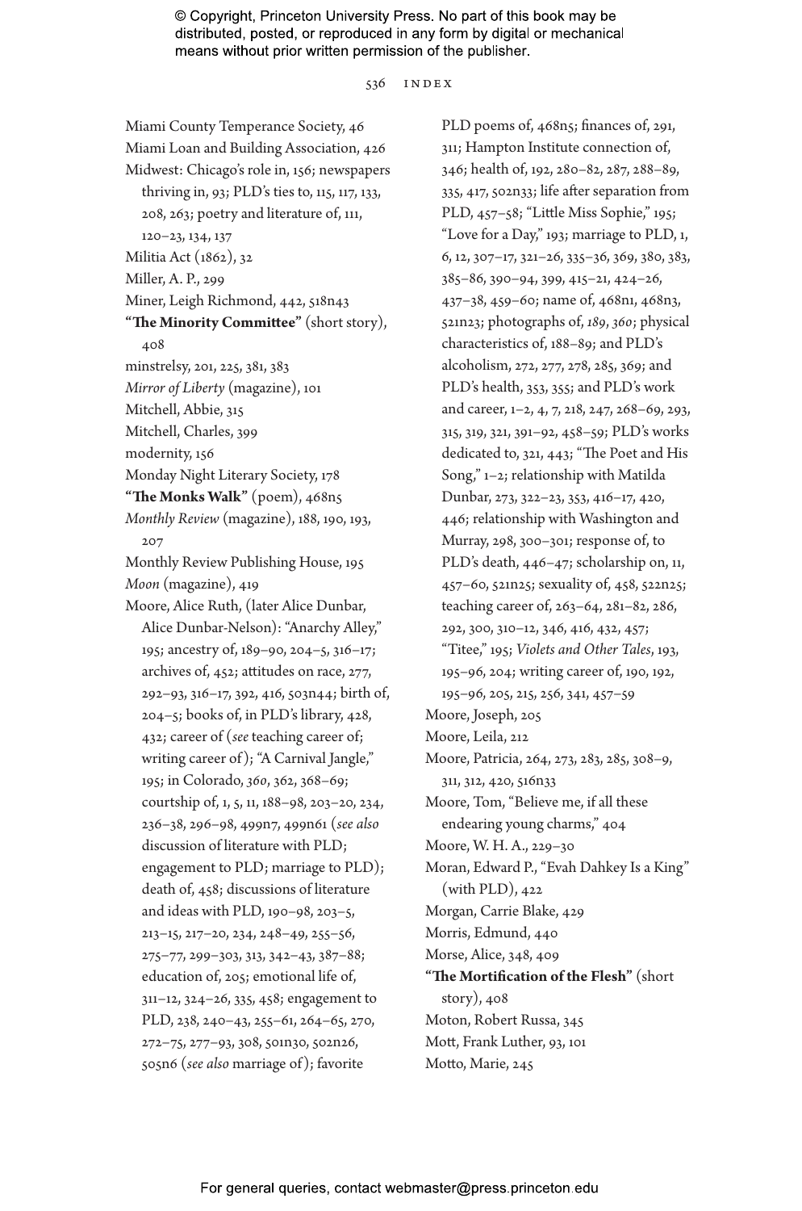Miami County Temperance Society, 46

Miami Loan and Building Association, 426

Midwest: Chicago's role in, 156; newspapers thriving in, 93; PLD's ties to, 115, 117, 133, 208, 263; poetry and literature of, 111, 120–23, 134, 137

Militia Act (1862), 32

Miller, A. P., 299

Miner, Leigh Richmond, 442, 518n43

**"The Minority Committee"** (short story), 408

minstrelsy, 201, 225, 381, 383

*Mirror of Liberty* (magazine), 101

Mitchell, Abbie, 315

Mitchell, Charles, 399

modernity, 156

Monday Night Literary Society, 178

**"The Monks Walk"** (poem), 468n5

*Monthly Review* (magazine), 188, 190, 193, 207

Monthly Review Publishing House, 195

*Moon* (magazine), 419

Moore, Alice Ruth, (later Alice Dunbar, Alice Dunbar-Nelson): "Anarchy Alley," 195; ancestry of, 189–90, 204–5, 316–17; archives of, 452; attitudes on race, 277, 292–93, 316–17, 392, 416, 503n44; birth of, 204–5; books of, in PLD's library, 428, 432; career of (*see* teaching career of; writing career of); "A Carnival Jangle," 195; in Colorado, *360*, 362, 368–69; courtship of, 1, 5, 11, 188–98, 203–20, 234, 236–38, 296–98, 499n7, 499n61 (*see also* discussion of literature with PLD; engagement to PLD; marriage to PLD); death of, 458; discussions of literature and ideas with PLD, 190–98, 203–5, 213–15, 217–20, 234, 248–49, 255–56, 275–77, 299–303, 313, 342–43, 387–88; education of, 205; emotional life of, 311–12, 324–26, 335, 458; engagement to PLD, 238, 240–43, 255–61, 264–65, 270, 272–75, 277–93, 308, 501n30, 502n26, 505n6 (*see also* marriage of); favorite PLD poems of, 468n5; finances of, 291, 311; Hampton Institute connection of, 346; health of, 192, 280–82, 287, 288–89, 335, 417, 502n33; life after separation from PLD, 457–58; "Little Miss Sophie," 195; "Love for a Day," 193; marriage to PLD, 1, 6, 12, 307–17, 321–26, 335–36, 369, 380, 383, 385–86, 390–94, 399, 415–21, 424–26, 437–38, 459–60; name of, 468n1, 468n3, 521n23; photographs of, *189*, *360*; physical characteristics of, 188–89; and PLD's alcoholism, 272, 277, 278, 285, 369; and PLD's health, 353, 355; and PLD's work and career, 1–2, 4, 7, 218, 247, 268–69, 293, 315, 319, 321, 391–92, 458–59; PLD's works dedicated to, 321, 443; "The Poet and His Song," 1–2; relationship with Matilda Dunbar, 273, 322–23, 353, 416–17, 420, 446; relationship with Washington and Murray, 298, 300–301; response of, to PLD's death, 446–47; scholarship on, 11, 457–60, 521n25; sexuality of, 458, 522n25; teaching career of, 263–64, 281–82, 286, 292, 300, 310–12, 346, 416, 432, 457; "Titee," 195; *Violets and Other Tales*, 193, 195–96, 204; writing career of, 190, 192, 195–96, 205, 215, 256, 341, 457–59

Moore, Joseph, 205

Moore, Leila, 212

Moore, Patricia, 264, 273, 283, 285, 308–9, 311, 312, 420, 516n33

Moore, Tom, "Believe me, if all these endearing young charms," 404

Moore, W. H. A., 229–30

Moran, Edward P., "Evah Dahkey Is a King" (with PLD), 422

Morgan, Carrie Blake, 429

Morris, Edmund, 440

Morse, Alice, 348, 409

**"The Mortification of the Flesh"** (short story), 408

Moton, Robert Russa, 345

Mott, Frank Luther, 93, 101

Motto, Marie, 245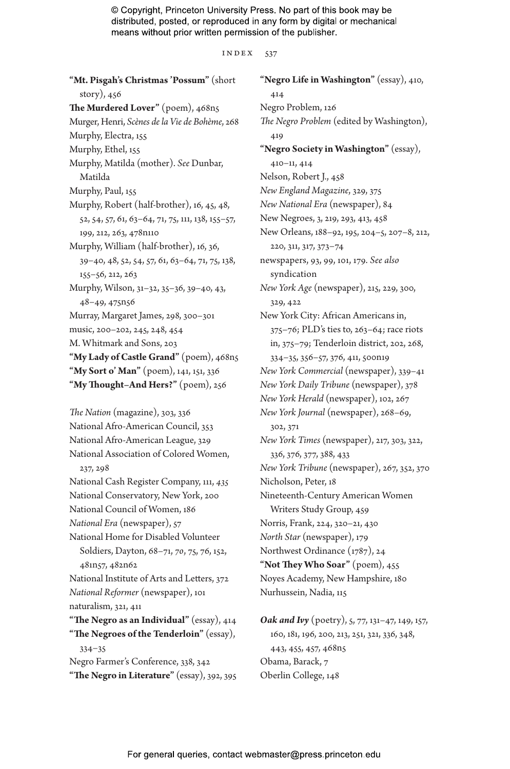**“Mt. Pisgah’s Christmas ’Possum”** (short story), 456

**The Murdered Lover”** (poem), 468n5

Murger, Henri, *Scènes de la Vie de Bohème*, 268

Murphy, Electra, 155

Murphy, Ethel, 155

Murphy, Matilda (mother). *See* Dunbar, Matilda

Murphy, Paul, 155

Murphy, Robert (half-brother), 16, 45, 48, 52, 54, 57, 61, 63–64, 71, 75, 111, 138, 155–57, 199, 212, 263, 478n110

Murphy, William (half-brother), 16, 36, 39–40, 48, 52, 54, 57, 61, 63–64, 71, 75, 138, 155–56, 212, 263

Murphy, Wilson, 31–32, 35–36, 39–40, 43, 48–49, 475n56

Murray, Margaret James, 298, 300–301

music, 200–202, 245, 248, 454

M. Whitmark and Sons, 203

**“My Lady of Castle Grand”** (poem), 468n5

**“My Sort o’ Man”** (poem), 141, 151, 336

**“My Thought–And Hers?”** (poem), 256

*The Nation* (magazine), 303, 336

National Afro-American Council, 353

National Afro-American League, 329

National Association of Colored Women, 237, 298

National Cash Register Company, 111, *435*

National Conservatory, New York, 200

National Council of Women, 186

*National Era* (newspaper), 57

National Home for Disabled Volunteer Soldiers, Dayton, 68–71, *70*, 75, 76, 152, 481n57, 482n62

National Institute of Arts and Letters, 372

*National Reformer* (newspaper), 101

naturalism, 321, 411

**“The Negro as an Individual”** (essay), 414

**“The Negroes of the Tenderloin”** (essay), 334–35

Negro Farmer’s Conference, 338, 342

**“The Negro in Literature”** (essay), 392, 395

**“Negro Life in Washington”** (essay), 410, 414

Negro Problem, 126

*The Negro Problem* (edited by Washington), 419

**“Negro Society in Washington”** (essay), 410–11, 414

Nelson, Robert J., 458

*New England Magazine*, 329, 375

*New National Era* (newspaper), 84

New Negroes, 3, 219, 293, 413, 458

New Orleans, 188–92, 195, 204–5, 207–8, 212, 220, 311, 317, 373–74

newspapers, 93, 99, 101, 179. *See also* syndication

*New York Age* (newspaper), 215, 229, 300, 329, 422

New York City: African Americans in, 375–76; PLD’s ties to, 263–64; race riots in, 375–79; Tenderloin district, 202, 268, 334–35, 356–57, 376, 411, 500n19

*New York Commercial* (newspaper), 339–41

*New York Daily Tribune* (newspaper), 378

*New York Herald* (newspaper), 102, 267

*New York Journal* (newspaper), 268–69, 302, 371

*New York Times* (newspaper), 217, 303, 322, 336, 376, 377, 388, 433

*New York Tribune* (newspaper), 267, 352, 370

Nicholson, Peter, 18

Nineteenth-Century American Women Writers Study Group, 459

Norris, Frank, 224, 320–21, 430

*North Star* (newspaper), 179

Northwest Ordinance (1787), 24

**“Not They Who Soar”** (poem), 455

Noyes Academy, New Hampshire, 180

Nurhussein, Nadia, 115

***Oak and Ivy*** (poetry), 5, 77, 131–47, 149, 157, 160, 181, 196, 200, 213, 251, 321, 336, 348, 443, 455, 457, 468n5

Obama, Barack, 7

Oberlin College, 148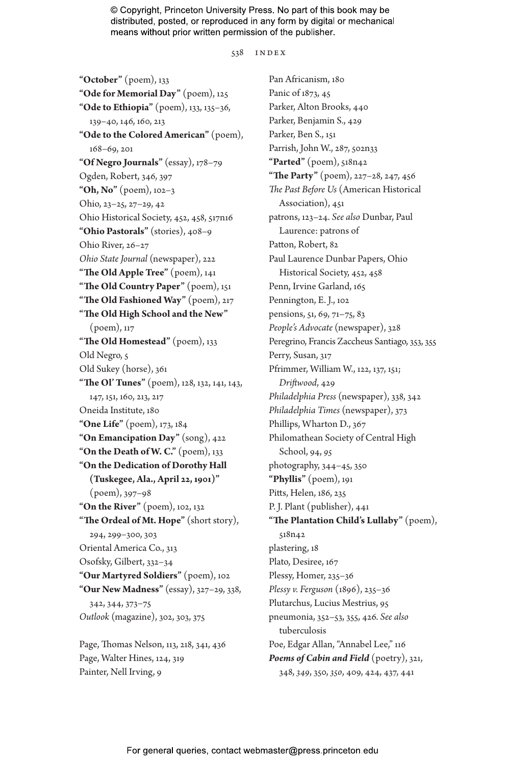**"October"** (poem), 133
**"Ode for Memorial Day"** (poem), 125
**"Ode to Ethiopia"** (poem), 133, 135–36, 139–40, 146, 160, 213
**"Ode to the Colored American"** (poem), 168–69, 201
**"Of Negro Journals"** (essay), 178–79
Ogden, Robert, 346, 397
**"Oh, No"** (poem), 102–3
Ohio, 23–25, 27–29, 42
Ohio Historical Society, 452, 458, 517n16
**"Ohio Pastorals"** (stories), 408–9
Ohio River, 26–27
*Ohio State Journal* (newspaper), 222
**"The Old Apple Tree"** (poem), 141
**"The Old Country Paper"** (poem), 151
**"The Old Fashioned Way"** (poem), 217
**"The Old High School and the New"** (poem), 117
**"The Old Homestead"** (poem), 133
Old Negro, 5
Old Sukey (horse), 361
**"The Ol' Tunes"** (poem), 128, 132, 141, 143, 147, 151, 160, 213, 217
Oneida Institute, 180
**"One Life"** (poem), 173, 184
**"On Emancipation Day"** (song), 422
**"On the Death of W. C."** (poem), 133
**"On the Dedication of Dorothy Hall (Tuskegee, Ala., April 22, 1901)"** (poem), 397–98
**"On the River"** (poem), 102, 132
**"The Ordeal of Mt. Hope"** (short story), 294, 299–300, 303
Oriental America Co., 313
Osofsky, Gilbert, 332–34
**"Our Martyred Soldiers"** (poem), 102
**"Our New Madness"** (essay), 327–29, 338, 342, 344, 373–75
*Outlook* (magazine), 302, 303, 375

Page, Thomas Nelson, 113, 218, 341, 436
Page, Walter Hines, 124, 319
Painter, Nell Irving, 9
Pan Africanism, 180
Panic of 1873, 45
Parker, Alton Brooks, 440
Parker, Benjamin S., 429
Parker, Ben S., 151
Parrish, John W., 287, 502n33
**"Parted"** (poem), 518n42
**"The Party"** (poem), 227–28, 247, 456
*The Past Before Us* (American Historical Association), 451
patrons, 123–24. *See also* Dunbar, Paul Laurence: patrons of
Patton, Robert, 82
Paul Laurence Dunbar Papers, Ohio Historical Society, 452, 458
Penn, Irvine Garland, 165
Pennington, E. J., 102
pensions, 51, 69, 71–75, 83
*People's Advocate* (newspaper), 328
Peregrino, Francis Zaccheus Santiago, 353, 355
Perry, Susan, 317
Pfrimmer, William W., 122, 137, 151; *Driftwood*, 429
*Philadelphia Press* (newspaper), 338, 342
*Philadelphia Times* (newspaper), 373
Phillips, Wharton D., 367
Philomathean Society of Central High School, 94, *95*
photography, 344–45, 350
**"Phyllis"** (poem), 191
Pitts, Helen, 186, 235
P. J. Plant (publisher), 441
**"The Plantation Child's Lullaby"** (poem), 518n42
plastering, 18
Plato, Desiree, 167
Plessy, Homer, 235–36
*Plessy v. Ferguson* (1896), 235–36
Plutarchus, Lucius Mestrius, 95
pneumonia, 352–53, 355, 426. *See also* tuberculosis
Poe, Edgar Allan, "Annabel Lee," 116
***Poems of Cabin and Field*** (poetry), 321, 348, *349*, 350, *350*, 409, 424, 437, 441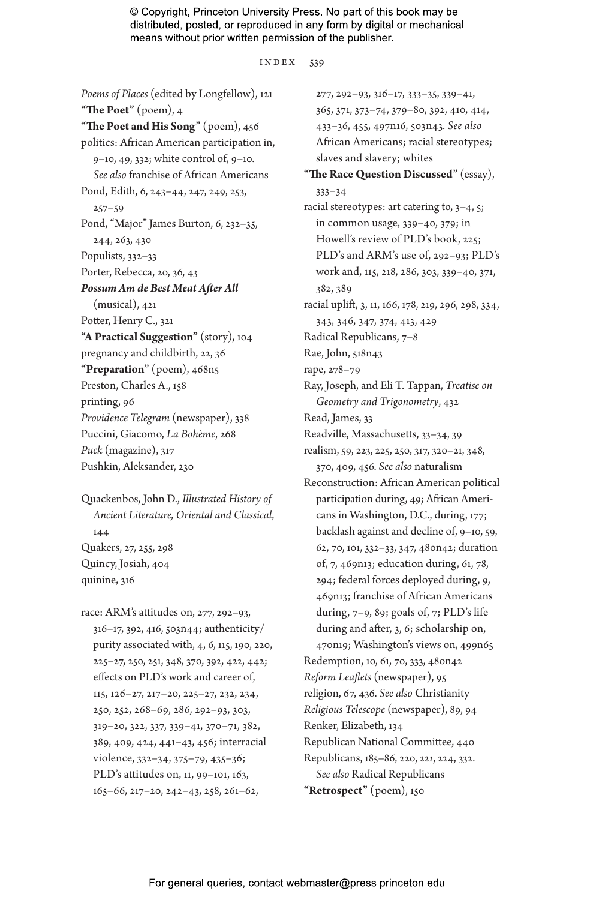*Poems of Places* (edited by Longfellow), 121
**"The Poet"** (poem), 4
**"The Poet and His Song"** (poem), 456
politics: African American participation in, 9–10, 49, 332; white control of, 9–10. *See also* franchise of African Americans
Pond, Edith, 6, 243–44, 247, 249, 253, 257–59
Pond, "Major" James Burton, 6, 232–35, 244, 263, 430
Populists, 332–33
Porter, Rebecca, 20, 36, 43
***Possum Am de Best Meat After All*** (musical), 421
Potter, Henry C., 321
**"A Practical Suggestion"** (story), 104
pregnancy and childbirth, 22, 36
**"Preparation"** (poem), 468n5
Preston, Charles A., 158
printing, 96
*Providence Telegram* (newspaper), 338
Puccini, Giacomo, *La Bohème*, 268
*Puck* (magazine), 317
Pushkin, Aleksander, 230

Quackenbos, John D., *Illustrated History of Ancient Literature, Oriental and Classical*, 144
Quakers, 27, 255, 298
Quincy, Josiah, 404
quinine, 316

race: ARM's attitudes on, 277, 292–93, 316–17, 392, 416, 503n44; authenticity/purity associated with, 4, 6, 115, 190, 220, 225–27, 250, 251, 348, 370, 392, 422, 442; effects on PLD's work and career of, 115, 126–27, 217–20, 225–27, 232, 234, 250, 252, 268–69, 286, 292–93, 303, 319–20, 322, 337, 339–41, 370–71, 382, 389, 409, 424, 441–43, 456; interracial violence, 332–34, 375–79, 435–36; PLD's attitudes on, 11, 99–101, 163, 165–66, 217–20, 242–43, 258, 261–62, 277, 292–93, 316–17, 333–35, 339–41, 365, 371, 373–74, 379–80, 392, 410, 414, 433–36, 455, 497n16, 503n43. *See also* African Americans; racial stereotypes; slaves and slavery; whites
**"The Race Question Discussed"** (essay), 333–34
racial stereotypes: art catering to, 3–4, 5; in common usage, 339–40, 379; in Howell's review of PLD's book, 225; PLD's and ARM's use of, 292–93; PLD's work and, 115, 218, 286, 303, 339–40, 371, 382, 389
racial uplift, 3, 11, 166, 178, 219, 296, 298, 334, 343, 346, 347, 374, 413, 429
Radical Republicans, 7–8
Rae, John, 518n43
rape, 278–79
Ray, Joseph, and Eli T. Tappan, *Treatise on Geometry and Trigonometry*, 432
Read, James, 33
Readville, Massachusetts, 33–34, 39
realism, 59, 223, 225, 250, 317, 320–21, 348, 370, 409, 456. *See also* naturalism
Reconstruction: African American political participation during, 49; African Americans in Washington, D.C., during, 177; backlash against and decline of, 9–10, 59, 62, 70, 101, 332–33, 347, 480n42; duration of, 7, 469n13; education during, 61, 78, 294; federal forces deployed during, 9, 469n13; franchise of African Americans during, 7–9, 89; goals of, 7; PLD's life during and after, 3, 6; scholarship on, 470n19; Washington's views on, 499n65
Redemption, 10, 61, 70, 333, 480n42
*Reform Leaflets* (newspaper), 95
religion, 67, 436. *See also* Christianity
*Religious Telescope* (newspaper), 89, 94
Renker, Elizabeth, 134
Republican National Committee, 440
Republicans, 185–86, 220, *221*, 224, 332. *See also* Radical Republicans
**"Retrospect"** (poem), 150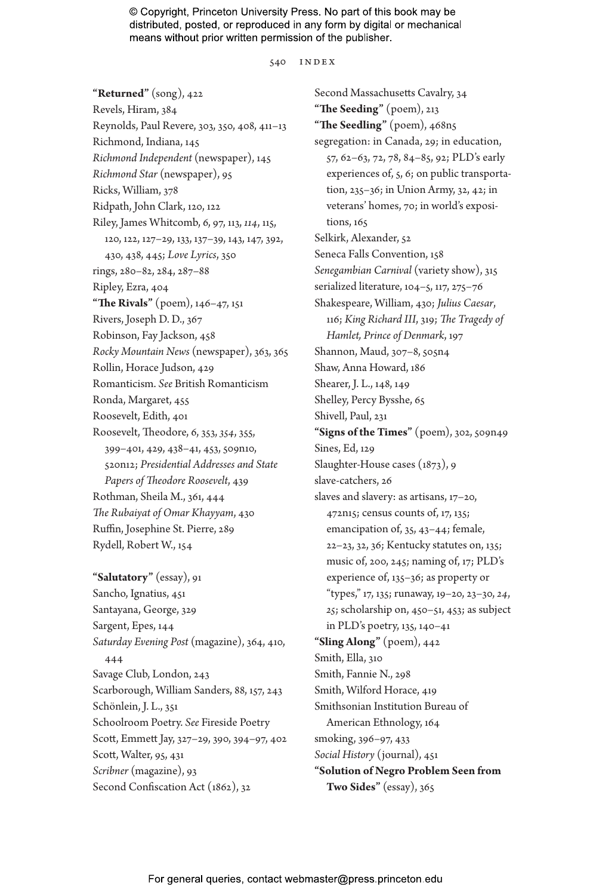**"Returned"** (song), 422
Revels, Hiram, 384
Reynolds, Paul Revere, 303, 350, 408, 411–13
Richmond, Indiana, 145
*Richmond Independent* (newspaper), 145
*Richmond Star* (newspaper), 95
Ricks, William, 378
Ridpath, John Clark, 120, 122
Riley, James Whitcomb, 6, 97, 113, *114*, 115, 120, 122, 127–29, 133, 137–39, 143, 147, 392, 430, 438, 445; *Love Lyrics*, 350
rings, 280–82, 284, 287–88
Ripley, Ezra, 404
**"The Rivals"** (poem), 146–47, 151
Rivers, Joseph D. D., 367
Robinson, Fay Jackson, 458
*Rocky Mountain News* (newspaper), 363, 365
Rollin, Horace Judson, 429
Romanticism. *See* British Romanticism
Ronda, Margaret, 455
Roosevelt, Edith, 401
Roosevelt, Theodore, 6, 353, *354*, 355, 399–401, 429, 438–41, 453, 509n10, 520n12; *Presidential Addresses and State Papers of Theodore Roosevelt*, 439
Rothman, Sheila M., 361, 444
*The Rubaiyat of Omar Khayyam*, 430
Ruffin, Josephine St. Pierre, 289
Rydell, Robert W., 154

**"Salutatory"** (essay), 91
Sancho, Ignatius, 451
Santayana, George, 329
Sargent, Epes, 144
*Saturday Evening Post* (magazine), 364, 410, 444
Savage Club, London, 243
Scarborough, William Sanders, 88, 157, 243
Schönlein, J. L., 351
Schoolroom Poetry. *See* Fireside Poetry
Scott, Emmett Jay, 327–29, 390, 394–97, 402
Scott, Walter, 95, 431
*Scribner* (magazine), 93
Second Confiscation Act (1862), 32
Second Massachusetts Cavalry, 34
**"The Seeding"** (poem), 213
**"The Seedling"** (poem), 468n5
segregation: in Canada, 29; in education, 57, 62–63, 72, 78, 84–85, 92; PLD's early experiences of, 5, 6; on public transportation, 235–36; in Union Army, 32, 42; in veterans' homes, 70; in world's expositions, 165
Selkirk, Alexander, 52
Seneca Falls Convention, 158
*Senegambian Carnival* (variety show), 315
serialized literature, 104–5, 117, 275–76
Shakespeare, William, 430; *Julius Caesar*, 116; *King Richard III*, 319; *The Tragedy of Hamlet, Prince of Denmark*, 197
Shannon, Maud, 307–8, 505n4
Shaw, Anna Howard, 186
Shearer, J. L., 148, 149
Shelley, Percy Bysshe, 65
Shivell, Paul, 231
**"Signs of the Times"** (poem), 302, 509n49
Sines, Ed, 129
Slaughter-House cases (1873), 9
slave-catchers, 26
slaves and slavery: as artisans, 17–20, 472n15; census counts of, 17, 135; emancipation of, 35, 43–44; female, 22–23, 32, 36; Kentucky statutes on, 135; music of, 200, 245; naming of, 17; PLD's experience of, 135–36; as property or "types," 17, 135; runaway, 19–20, 23–30, *24*, *25*; scholarship on, 450–51, 453; as subject in PLD's poetry, 135, 140–41
**"Sling Along"** (poem), 442
Smith, Ella, 310
Smith, Fannie N., 298
Smith, Wilford Horace, 419
Smithsonian Institution Bureau of American Ethnology, 164
smoking, 396–97, 433
*Social History* (journal), 451
**"Solution of Negro Problem Seen from Two Sides"** (essay), 365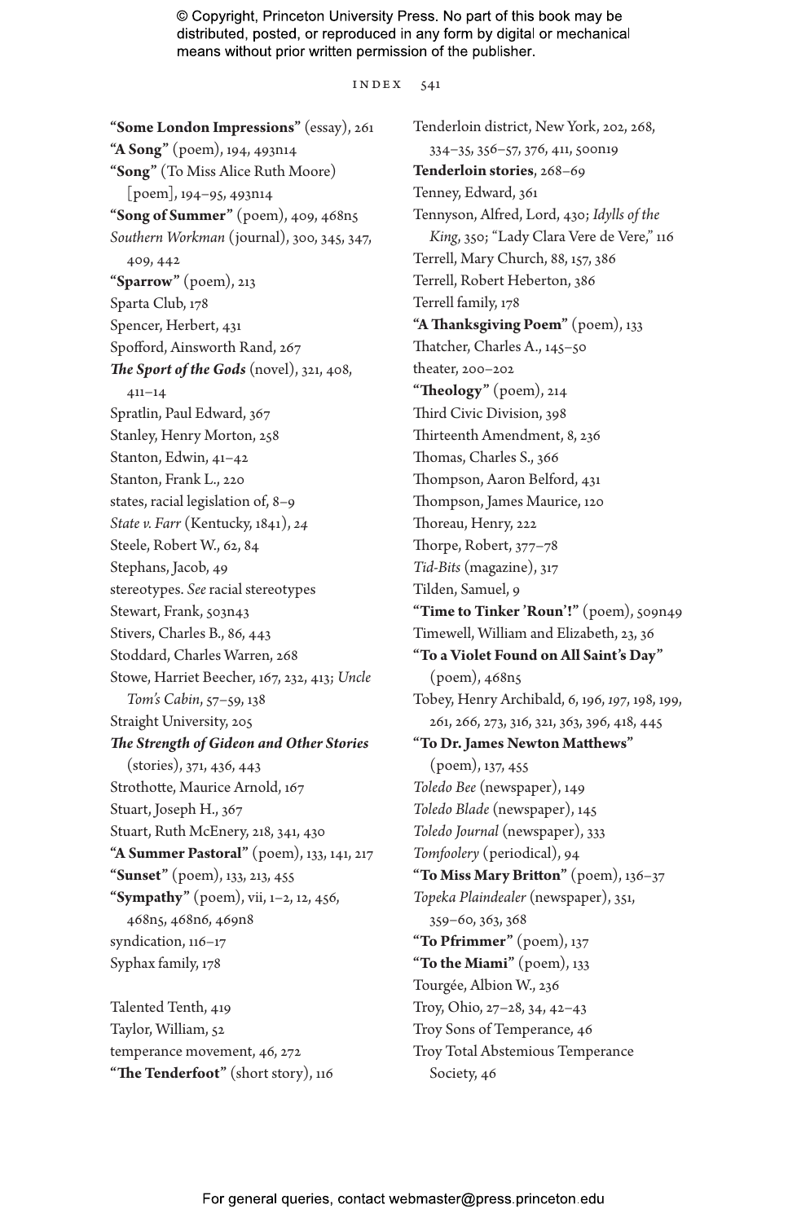**"Some London Impressions"** (essay), 261
**"A Song"** (poem), 194, 493n14
**"Song"** (To Miss Alice Ruth Moore) [poem], 194–95, 493n14
**"Song of Summer"** (poem), 409, 468n5
*Southern Workman* (journal), 300, 345, 347, 409, 442
**"Sparrow"** (poem), 213
Sparta Club, 178
Spencer, Herbert, 431
Spofford, Ainsworth Rand, 267
***The Sport of the Gods*** (novel), 321, 408, 411–14
Spratlin, Paul Edward, 367
Stanley, Henry Morton, 258
Stanton, Edwin, 41–42
Stanton, Frank L., 220
states, racial legislation of, 8–9
*State v. Farr* (Kentucky, 1841), 24
Steele, Robert W., 62, 84
Stephans, Jacob, 49
stereotypes. *See* racial stereotypes
Stewart, Frank, 503n43
Stivers, Charles B., 86, 443
Stoddard, Charles Warren, 268
Stowe, Harriet Beecher, 167, 232, 413; *Uncle Tom's Cabin*, 57–59, 138
Straight University, 205
***The Strength of Gideon and Other Stories*** (stories), 371, 436, 443
Strothotte, Maurice Arnold, 167
Stuart, Joseph H., 367
Stuart, Ruth McEnery, 218, 341, 430
**"A Summer Pastoral"** (poem), 133, 141, 217
**"Sunset"** (poem), 133, 213, 455
**"Sympathy"** (poem), vii, 1–2, 12, 456, 468n5, 468n6, 469n8
syndication, 116–17
Syphax family, 178

Talented Tenth, 419
Taylor, William, 52
temperance movement, 46, 272
**"The Tenderfoot"** (short story), 116
Tenderloin district, New York, 202, 268, 334–35, 356–57, 376, 411, 500n19
**Tenderloin stories**, 268–69
Tenney, Edward, 361
Tennyson, Alfred, Lord, 430; *Idylls of the King*, 350; "Lady Clara Vere de Vere," 116
Terrell, Mary Church, 88, 157, 386
Terrell, Robert Heberton, 386
Terrell family, 178
**"A Thanksgiving Poem"** (poem), 133
Thatcher, Charles A., 145–50
theater, 200–202
**"Theology"** (poem), 214
Third Civic Division, 398
Thirteenth Amendment, 8, 236
Thomas, Charles S., 366
Thompson, Aaron Belford, 431
Thompson, James Maurice, 120
Thoreau, Henry, 222
Thorpe, Robert, 377–78
*Tid-Bits* (magazine), 317
Tilden, Samuel, 9
**"Time to Tinker 'Roun'!"** (poem), 509n49
Timewell, William and Elizabeth, 23, 36
**"To a Violet Found on All Saint's Day"** (poem), 468n5
Tobey, Henry Archibald, 6, 196, *197*, 198, 199, 261, 266, 273, 316, 321, 363, 396, 418, 445
**"To Dr. James Newton Matthews"** (poem), 137, 455
*Toledo Bee* (newspaper), 149
*Toledo Blade* (newspaper), 145
*Toledo Journal* (newspaper), 333
*Tomfoolery* (periodical), 94
**"To Miss Mary Britton"** (poem), 136–37
*Topeka Plaindealer* (newspaper), 351, 359–60, 363, 368
**"To Pfrimmer"** (poem), 137
**"To the Miami"** (poem), 133
Tourgée, Albion W., 236
Troy, Ohio, 27–28, 34, 42–43
Troy Sons of Temperance, 46
Troy Total Abstemious Temperance Society, 46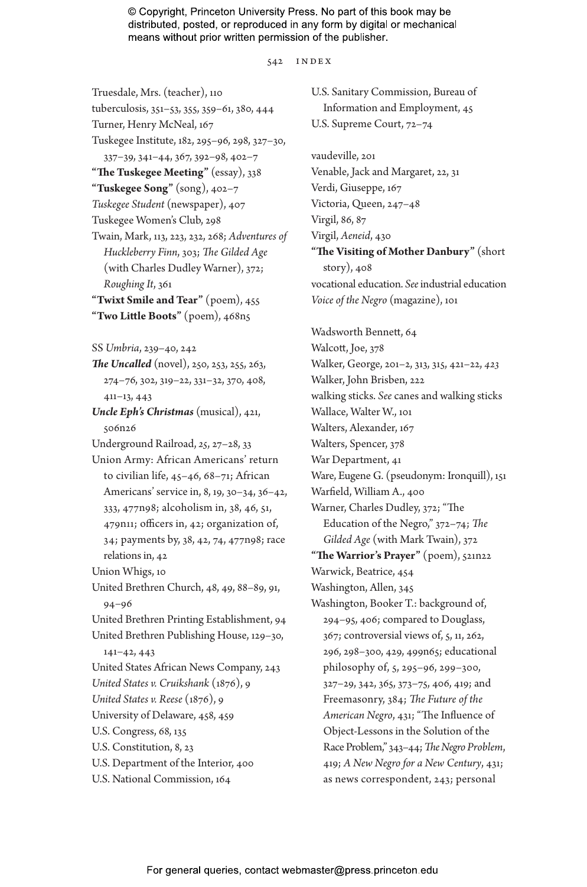Truesdale, Mrs. (teacher), 110
tuberculosis, 351–53, 355, 359–61, 380, 444
Turner, Henry McNeal, 167
Tuskegee Institute, 182, 295–96, 298, 327–30, 337–39, 341–44, 367, 392–98, 402–7
**"The Tuskegee Meeting"** (essay), 338
**"Tuskegee Song"** (song), 402–7
*Tuskegee Student* (newspaper), 407
Tuskegee Women's Club, 298
Twain, Mark, 113, 223, 232, 268; *Adventures of Huckleberry Finn*, 303; *The Gilded Age* (with Charles Dudley Warner), 372; *Roughing It*, 361
**"Twixt Smile and Tear"** (poem), 455
**"Two Little Boots"** (poem), 468n5

SS *Umbria*, 239–40, 242
***The Uncalled*** (novel), 250, 253, 255, 263, 274–76, 302, 319–22, 331–32, 370, 408, 411–13, 443
***Uncle Eph's Christmas*** (musical), 421, 506n26
Underground Railroad, 25, 27–28, 33
Union Army: African Americans' return to civilian life, 45–46, 68–71; African Americans' service in, 8, 19, 30–34, 36–42, 333, 477n98; alcoholism in, 38, 46, 51, 479n11; officers in, 42; organization of, 34; payments by, 38, 42, 74, 477n98; race relations in, 42
Union Whigs, 10
United Brethren Church, 48, 49, 88–89, 91, 94–96
United Brethren Printing Establishment, 94
United Brethren Publishing House, 129–30, 141–42, 443
United States African News Company, 243
*United States v. Cruikshank* (1876), 9
*United States v. Reese* (1876), 9
University of Delaware, 458, 459
U.S. Congress, 68, 135
U.S. Constitution, 8, 23
U.S. Department of the Interior, 400
U.S. National Commission, 164
U.S. Sanitary Commission, Bureau of Information and Employment, 45
U.S. Supreme Court, 72–74

vaudeville, 201
Venable, Jack and Margaret, 22, 31
Verdi, Giuseppe, 167
Victoria, Queen, 247–48
Virgil, 86, 87
Virgil, *Aeneid*, 430
**"The Visiting of Mother Danbury"** (short story), 408
vocational education. *See* industrial education
*Voice of the Negro* (magazine), 101

Wadsworth Bennett, 64
Walcott, Joe, 378
Walker, George, 201–2, 313, 315, 421–22, *423*
Walker, John Brisben, 222
walking sticks. *See* canes and walking sticks
Wallace, Walter W., 101
Walters, Alexander, 167
Walters, Spencer, 378
War Department, 41
Ware, Eugene G. (pseudonym: Ironquill), 151
Warfield, William A., 400
Warner, Charles Dudley, 372; "The Education of the Negro," 372–74; *The Gilded Age* (with Mark Twain), 372
**"The Warrior's Prayer"** (poem), 521n22
Warwick, Beatrice, 454
Washington, Allen, 345
Washington, Booker T.: background of, 294–95, 406; compared to Douglass, 367; controversial views of, 5, 11, 262, 296, 298–300, 429, 499n65; educational philosophy of, 5, 295–96, 299–300, 327–29, 342, 365, 373–75, 406, 419; and Freemasonry, 384; *The Future of the American Negro*, 431; "The Influence of Object-Lessons in the Solution of the Race Problem," 343–44; *The Negro Problem*, 419; *A New Negro for a New Century*, 431; as news correspondent, 243; personal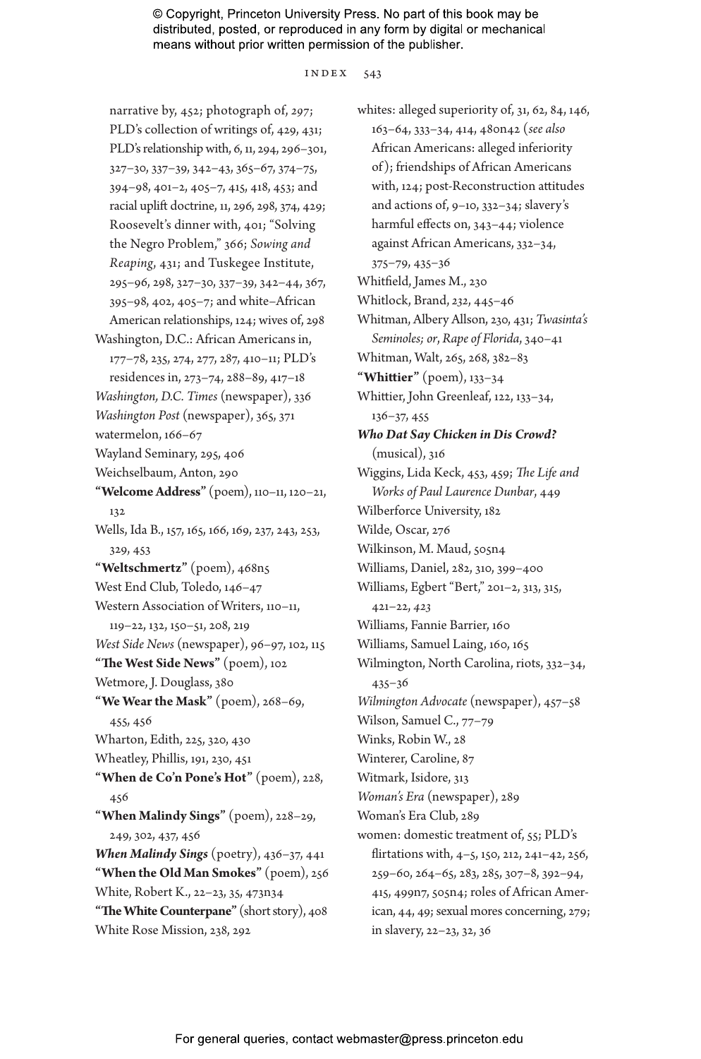narrative by, 452; photograph of, *297*; PLD's collection of writings of, 429, 431; PLD's relationship with, 6, 11, 294, 296–301, 327–30, 337–39, 342–43, 365–67, 374–75, 394–98, 401–2, 405–7, 415, 418, 453; and racial uplift doctrine, 11, 296, 298, 374, 429; Roosevelt's dinner with, 401; "Solving the Negro Problem," 366; *Sowing and Reaping*, 431; and Tuskegee Institute, 295–96, 298, 327–30, 337–39, 342–44, 367, 395–98, 402, 405–7; and white–African American relationships, 124; wives of, 298

Washington, D.C.: African Americans in, 177–78, 235, 274, 277, 287, 410–11; PLD's residences in, 273–74, 288–89, 417–18

*Washington, D.C. Times* (newspaper), 336

*Washington Post* (newspaper), 365, 371

watermelon, 166–67

Wayland Seminary, 295, 406

Weichselbaum, Anton, 290

**"Welcome Address"** (poem), 110–11, 120–21, 132

Wells, Ida B., 157, 165, 166, 169, 237, 243, 253, 329, 453

**"Weltschmertz"** (poem), 468n5

West End Club, Toledo, 146–47

Western Association of Writers, 110–11, 119–22, 132, 150–51, 208, 219

*West Side News* (newspaper), 96–97, 102, 115

**"The West Side News"** (poem), 102

Wetmore, J. Douglass, 380

**"We Wear the Mask"** (poem), 268–69, 455, 456

Wharton, Edith, 225, 320, 430

Wheatley, Phillis, 191, 230, 451

**"When de Co'n Pone's Hot"** (poem), 228, 456

**"When Malindy Sings"** (poem), 228–29, 249, 302, 437, 456

***When Malindy Sings*** (poetry), 436–37, 441

**"When the Old Man Smokes"** (poem), 256

White, Robert K., 22–23, 35, 473n34

**"The White Counterpane"** (short story), 408

White Rose Mission, 238, 292

whites: alleged superiority of, 31, 62, 84, 146, 163–64, 333–34, 414, 480n42 (*see also* African Americans: alleged inferiority of); friendships of African Americans with, 124; post-Reconstruction attitudes and actions of, 9–10, 332–34; slavery's harmful effects on, 343–44; violence against African Americans, 332–34, 375–79, 435–36

Whitfield, James M., 230

Whitlock, Brand, *232*, 445–46

Whitman, Albery Allson, 230, 431; *Twasinta's Seminoles; or, Rape of Florida*, 340–41

Whitman, Walt, 265, 268, 382–83

**"Whittier"** (poem), 133–34

Whittier, John Greenleaf, 122, 133–34, 136–37, 455

***Who Dat Say Chicken in Dis Crowd?*** (musical), 316

Wiggins, Lida Keck, 453, 459; *The Life and Works of Paul Laurence Dunbar*, 449

Wilberforce University, 182

Wilde, Oscar, 276

Wilkinson, M. Maud, 505n4

Williams, Daniel, 282, 310, 399–400

Williams, Egbert "Bert," 201–2, 313, 315, 421–22, *423*

Williams, Fannie Barrier, 160

Williams, Samuel Laing, 160, 165

Wilmington, North Carolina, riots, 332–34, 435–36

*Wilmington Advocate* (newspaper), 457–58

Wilson, Samuel C., 77–79

Winks, Robin W., 28

Winterer, Caroline, 87

Witmark, Isidore, 313

*Woman's Era* (newspaper), 289

Woman's Era Club, 289

women: domestic treatment of, 55; PLD's flirtations with, 4–5, 150, 212, 241–42, 256, 259–60, 264–65, 283, 285, 307–8, 392–94, 415, 499n7, 505n4; roles of African American, 44, 49; sexual mores concerning, 279; in slavery, 22–23, 32, 36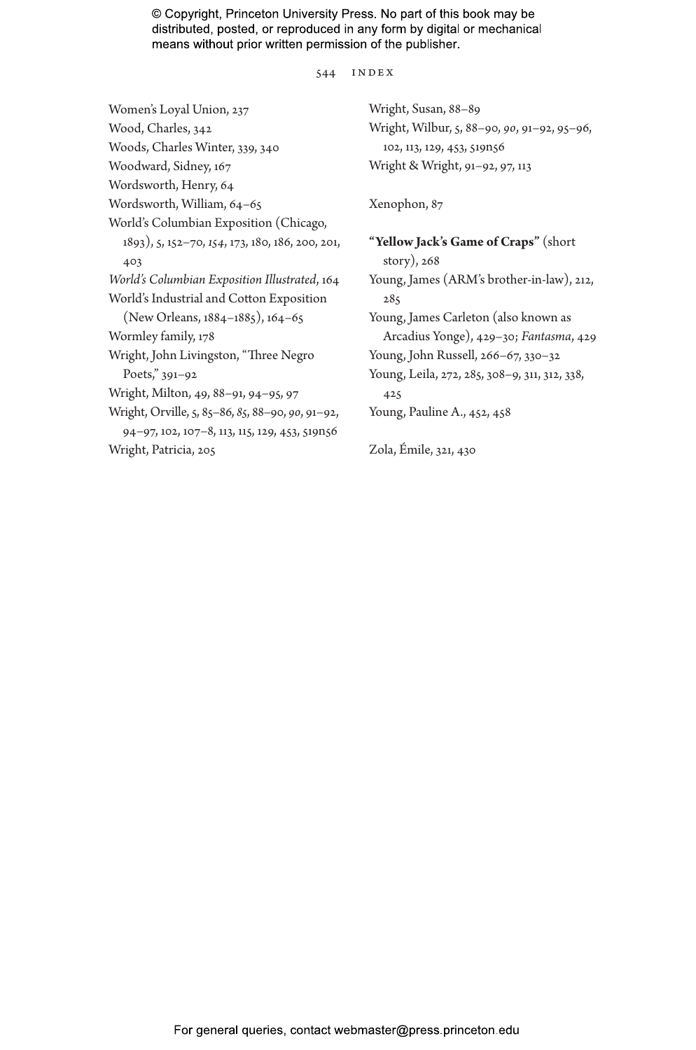Women's Loyal Union, 237
Wood, Charles, 342
Woods, Charles Winter, 339, 340
Woodward, Sidney, 167
Wordsworth, Henry, 64
Wordsworth, William, 64–65
World's Columbian Exposition (Chicago, 1893), 5, 152–70, *154*, 173, 180, 186, 200, 201, 403
*World's Columbian Exposition Illustrated*, 164
World's Industrial and Cotton Exposition (New Orleans, 1884–1885), 164–65
Wormley family, 178
Wright, John Livingston, "Three Negro Poets," 391–92
Wright, Milton, 49, 88–91, 94–95, 97
Wright, Orville, 5, 85–86, *85*, 88–90, *90*, 91–92, 94–97, 102, 107–8, 113, 115, 129, 453, 519n56
Wright, Patricia, 205
Wright, Susan, 88–89
Wright, Wilbur, 5, 88–90, *90*, 91–92, 95–96, 102, 113, 129, 453, 519n56
Wright & Wright, 91–92, 97, 113

Xenophon, 87

**"Yellow Jack's Game of Craps"** (short story), 268
Young, James (ARM's brother-in-law), 212, 285
Young, James Carleton (also known as Arcadius Yonge), 429–30; *Fantasma*, 429
Young, John Russell, 266–67, 330–32
Young, Leila, 272, 285, 308–9, 311, 312, 338, 425
Young, Pauline A., 452, 458

Zola, Émile, 321, 430